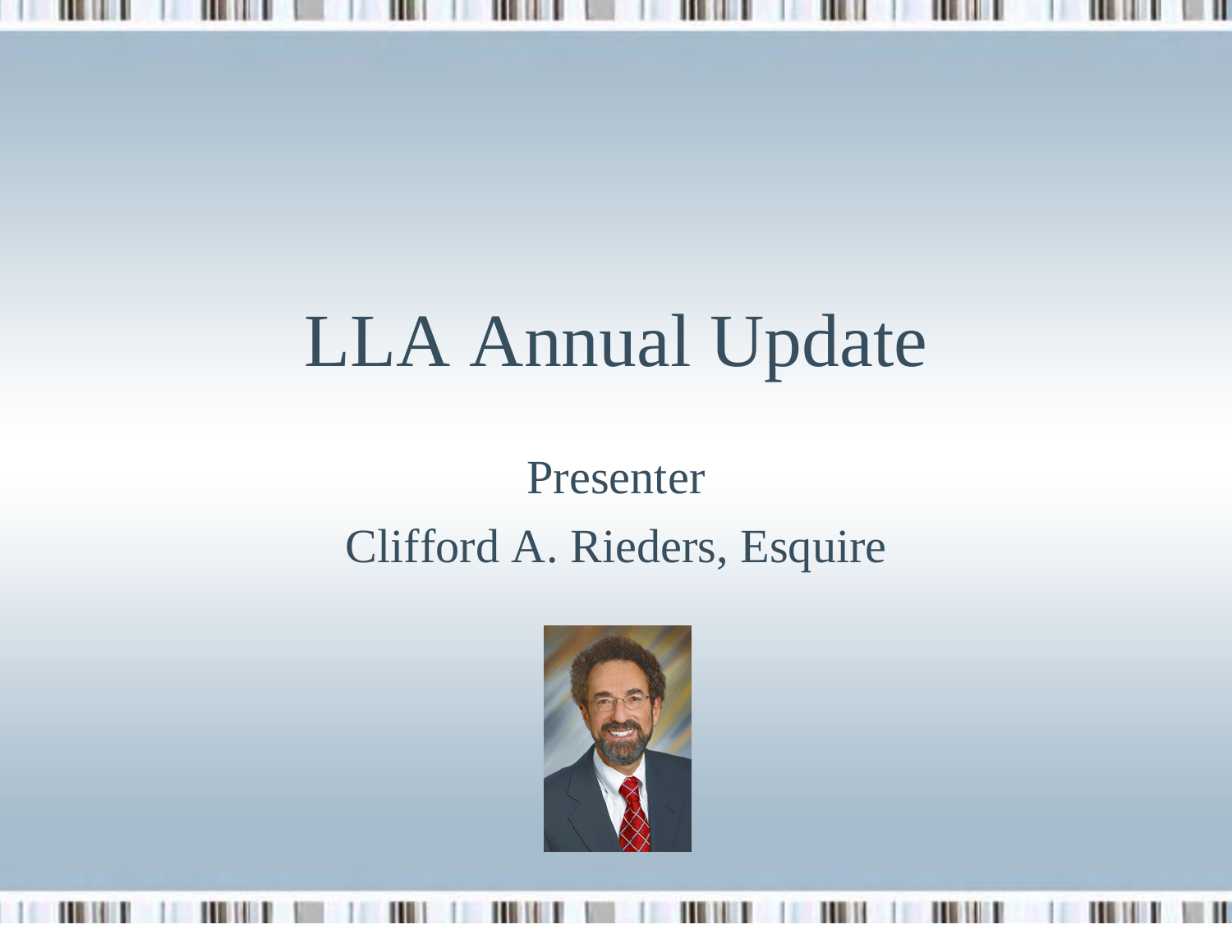# LLA Annual Update

Presenter

Clifford A. Rieders, Esquire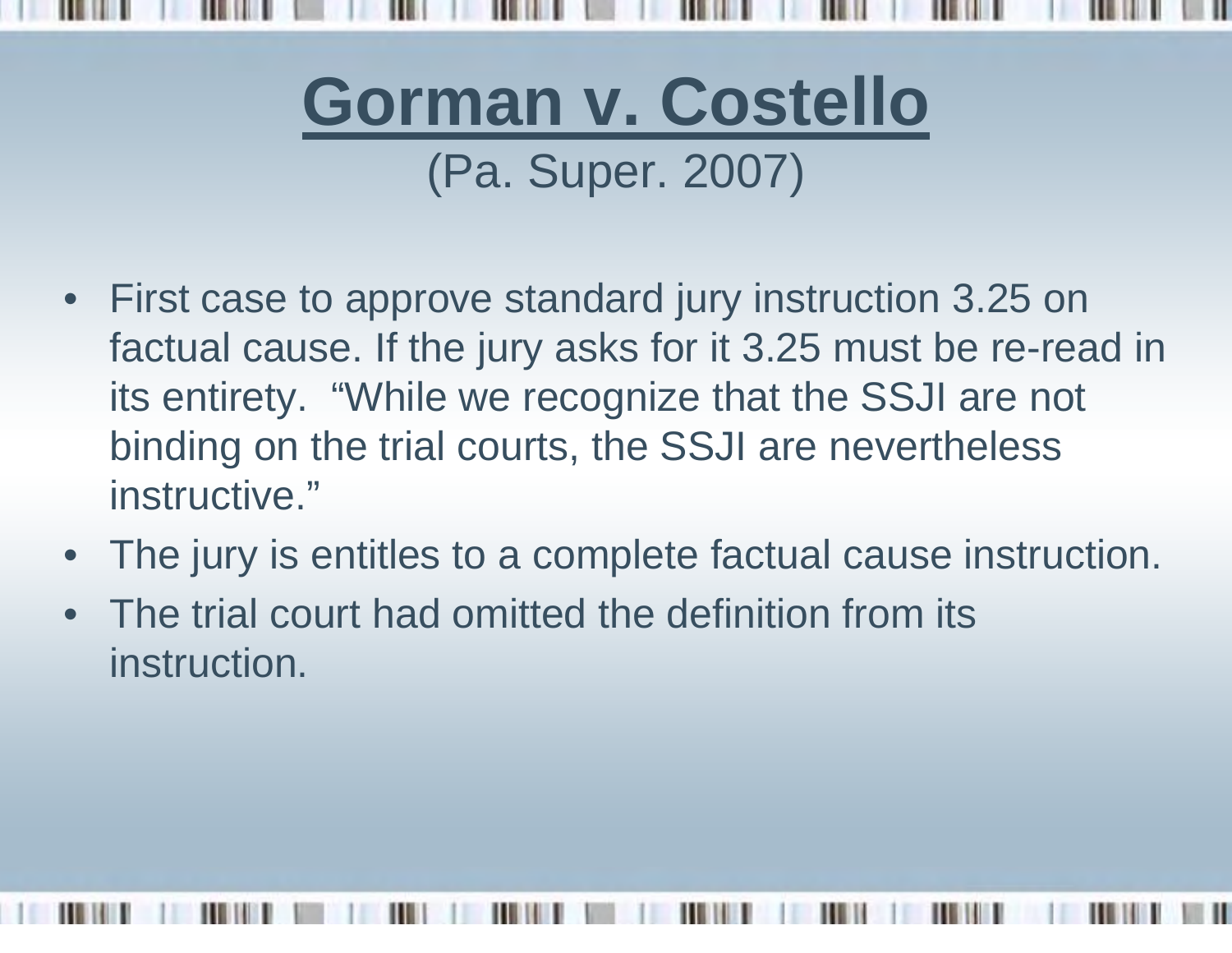# Gorman v. Costello

(Pa. Super. 2007)

- First case to approve standard jury instruction 3.25 on factual cause. If the jury asks for it 3.25 must be re-read in its entirety. "While we recognize that the SSJI are not binding on the trial courts, the SSJI are nevertheless instructive."
- The jury is entitles to a complete factual cause instruction.
- The trial court had omitted the definition from its instruction.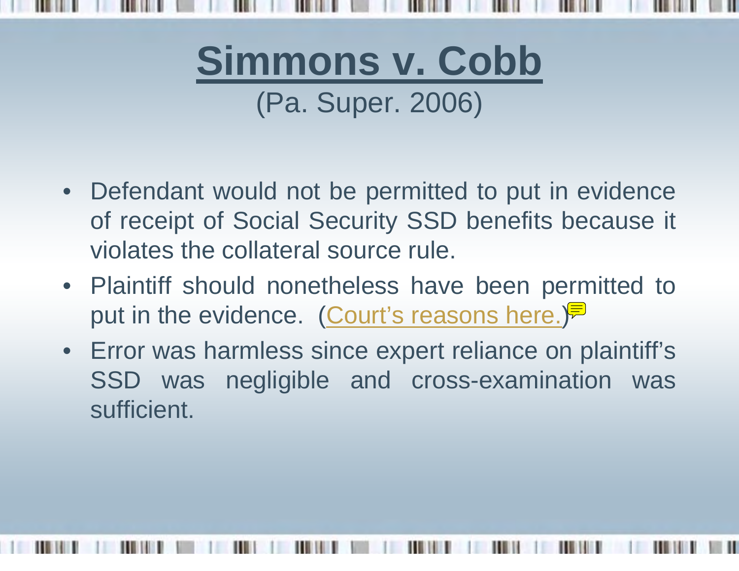# Simmons v. Cobb

(Pa. Super. 2006)

- Defendant would not be permitted to put in evidence of receipt of Social Security SSD benefits because it violates the collateral source rule.
- Plaintiff should nonetheless have been permitted to put in the evidence. (Court's reasons here.)
- Error was harmless since expert reliance on plaintiff's SSD was negligible and cross-examination was sufficient.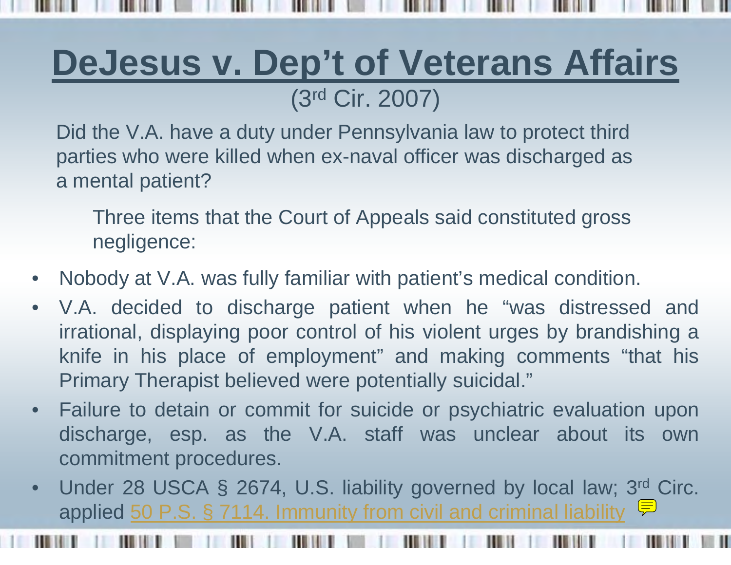# DeJesus v. Dep't of Veterans Affairs

(3rd Cir. 2007)

Did the V.A. have a duty under Pennsylvania law to protect third parties who were killed when ex-naval officer was discharged as a mental patient?

Three items that the Court of Appeals said constituted gross negligence:

- Nobody at V.A. was fully familiar with patient's medical condition.
- V.A. decided to discharge patient when he "was distressed and irrational, displaying poor control of his violent urges by brandishing a knife in his place of employment" and making comments "that his Primary Therapist believed were potentially suicidal."
- Failure to detain or commit for suicide or psychiatric evaluation upon discharge, esp. as the V.A. staff was unclear about its own commitment procedures.
- Under 28 USCA § 2674, U.S. liability governed by local law; 3rd Circ. applied 50 P.S. § 7114. Immunity from civil and criminal liability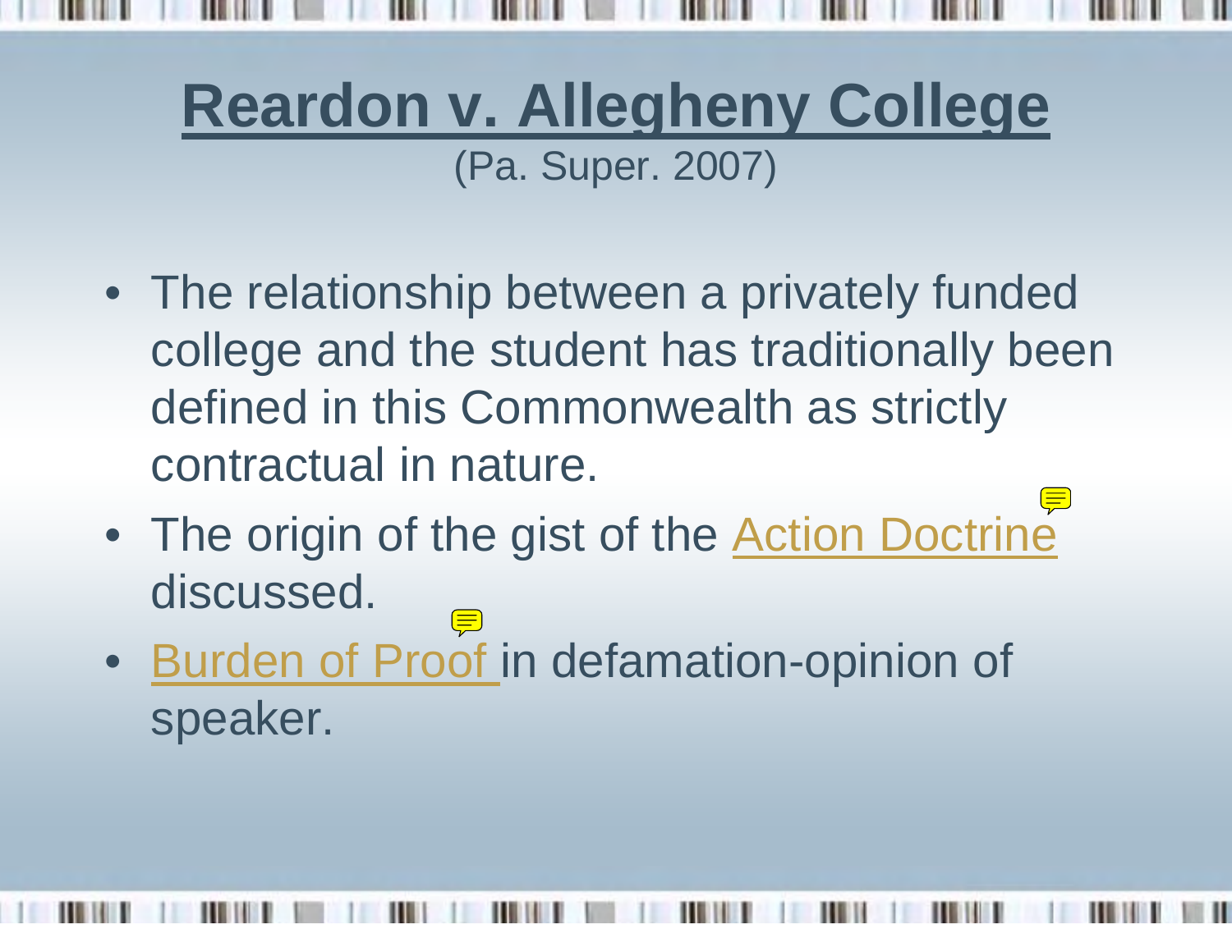# Reardon v. Allegheny College

(Pa. Super. 2007)

- The relationship between a privately funded college and the student has traditionally been defined in this Commonwealth as strictly contractual in nature.
- The origin of the gist of the Action Doctrine discussed.
- Burden of Proof in defamation-opinion of speaker.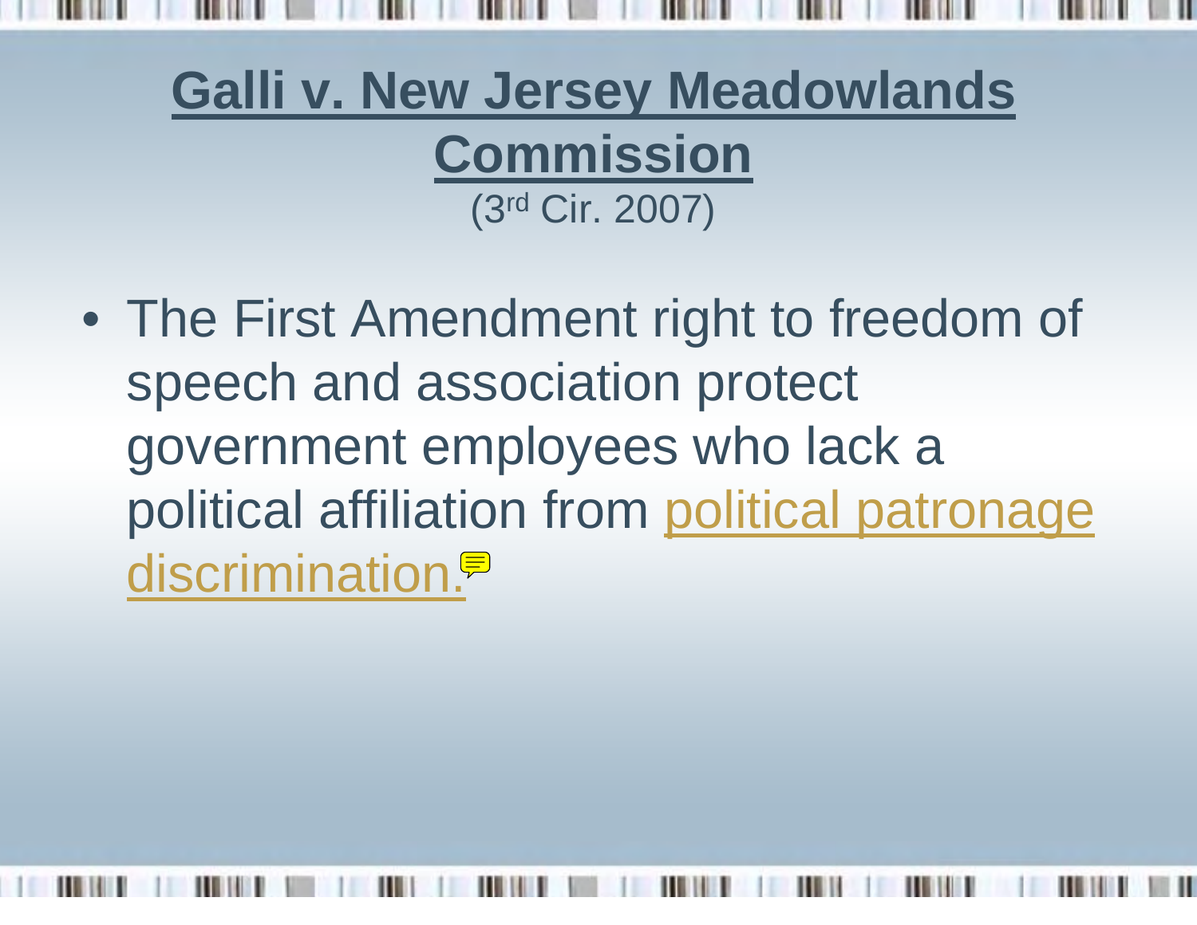# Galli v. New Jersey Meadowlands Commission

(3rd Cir. 2007)

- The First Amendment right to freedom of speech and association protect government employees who lack a political affiliation from political patronage discrimination.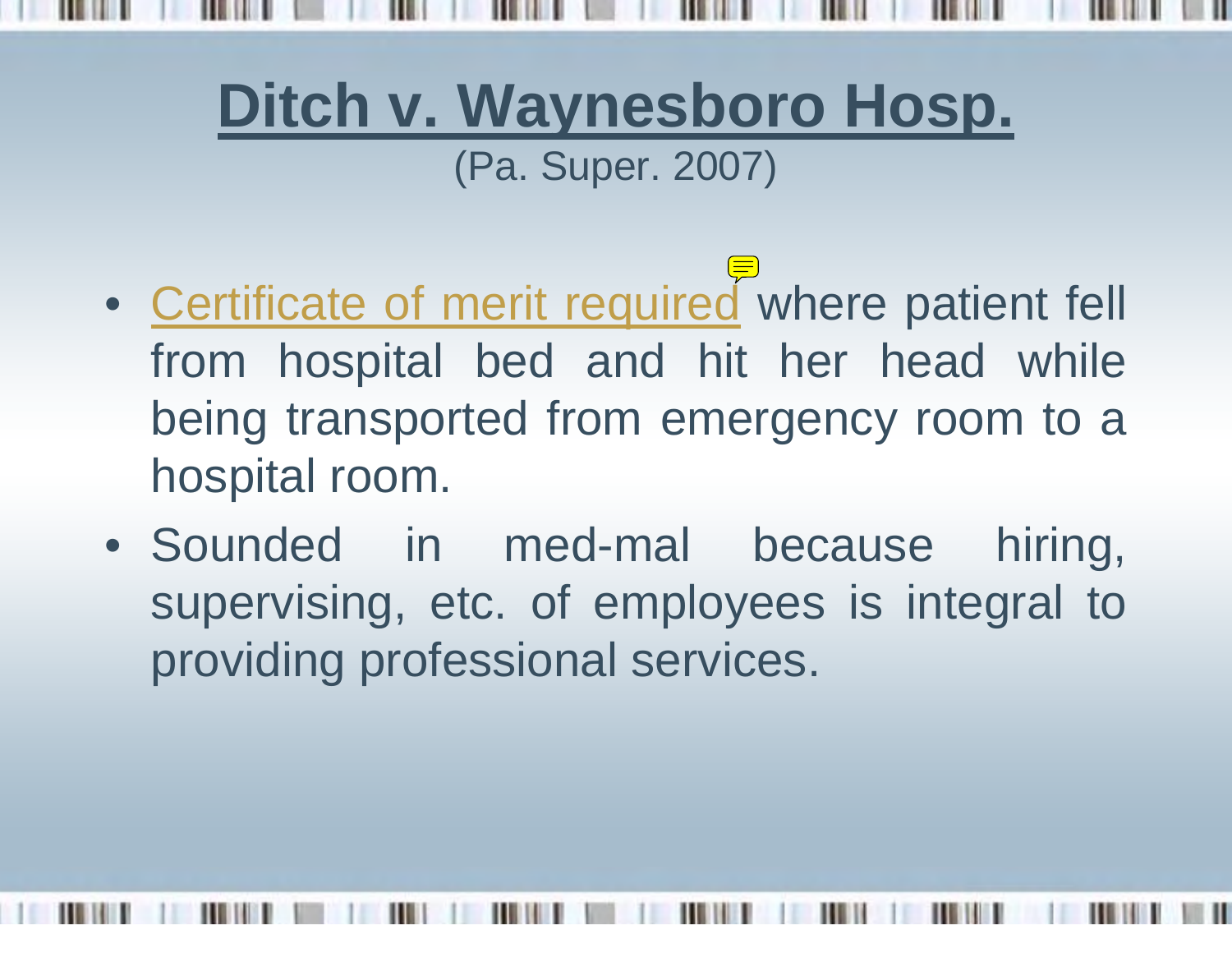# Ditch v. Waynesboro Hosp.

(Pa. Super. 2007)

- Certificate of merit required where patient fell from hospital bed and hit her head while being transported from emergency room to a hospital room.
- Sounded in med-mal because hiring, supervising, etc. of employees is integral to providing professional services.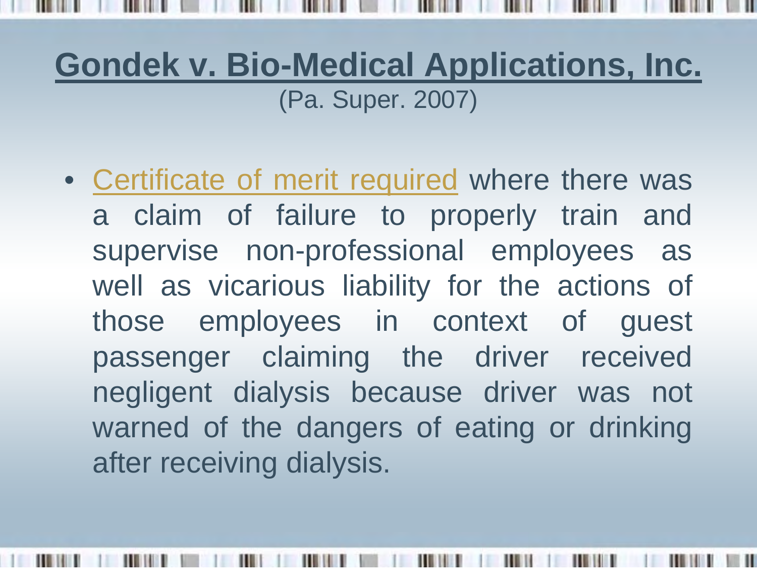# Gondek v. Bio-Medical Applications, Inc.

(Pa. Super. 2007)

- Certificate of merit required where there was a claim of failure to properly train and supervise non-professional employees as well as vicarious liability for the actions of those employees in context of guest passenger claiming the driver received negligent dialysis because driver was not warned of the dangers of eating or drinking after receiving dialysis.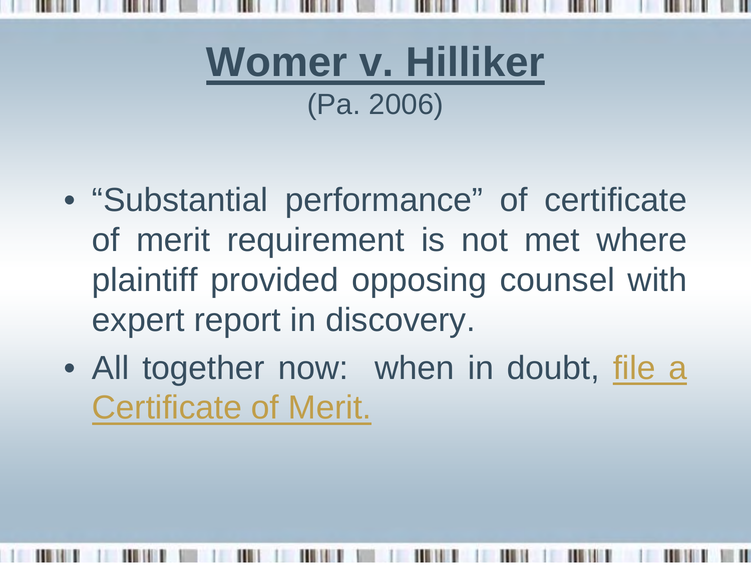# Womer v. Hilliker

(Pa. 2006)

- "Substantial performance" of certificate of merit requirement is not met where plaintiff provided opposing counsel with expert report in discovery.
- All together now: when in doubt, file a Certificate of Merit.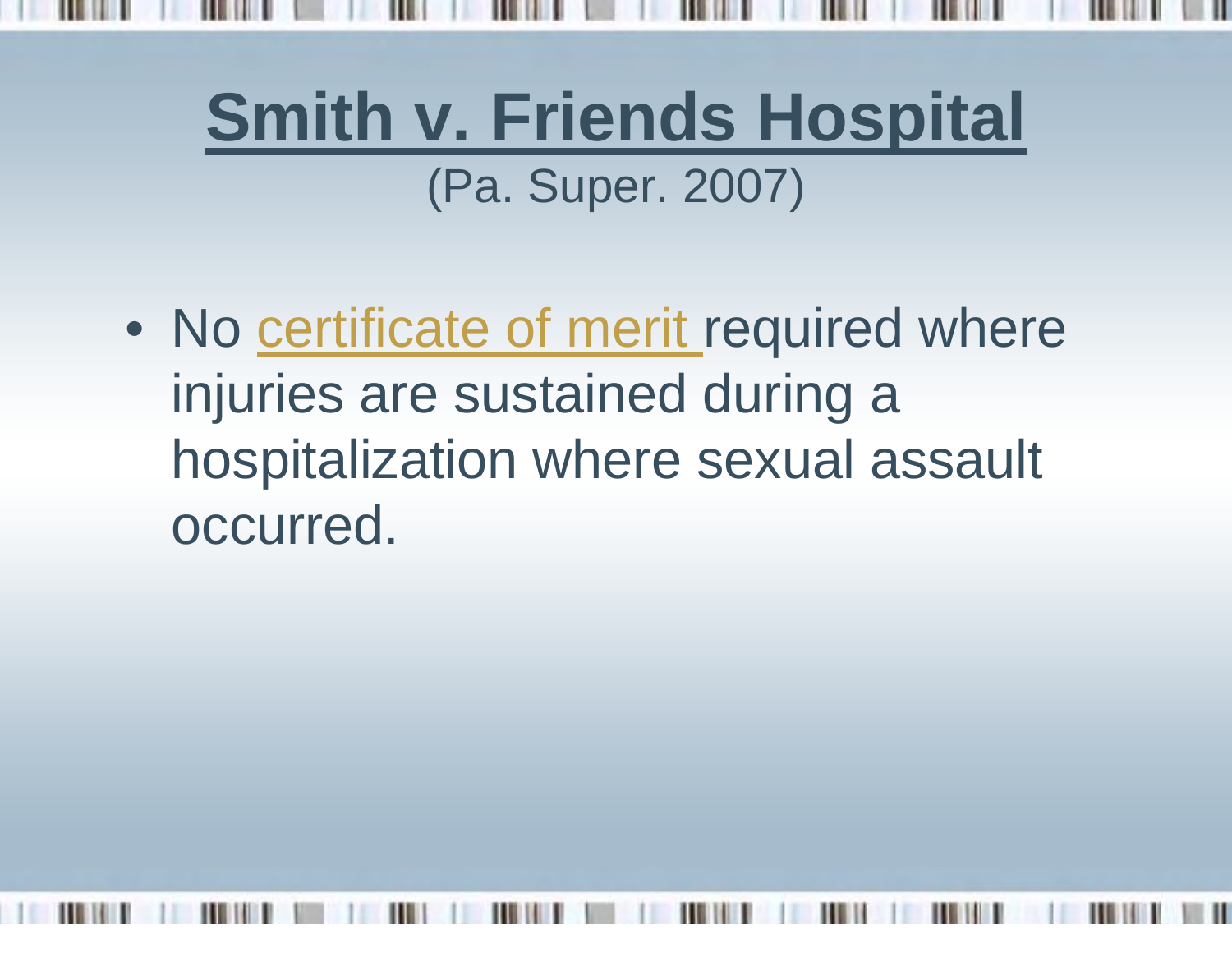# Smith v. Friends Hospital

(Pa. Super. 2007)

- No certificate of merit required where injuries are sustained during a hospitalization where sexual assault occurred.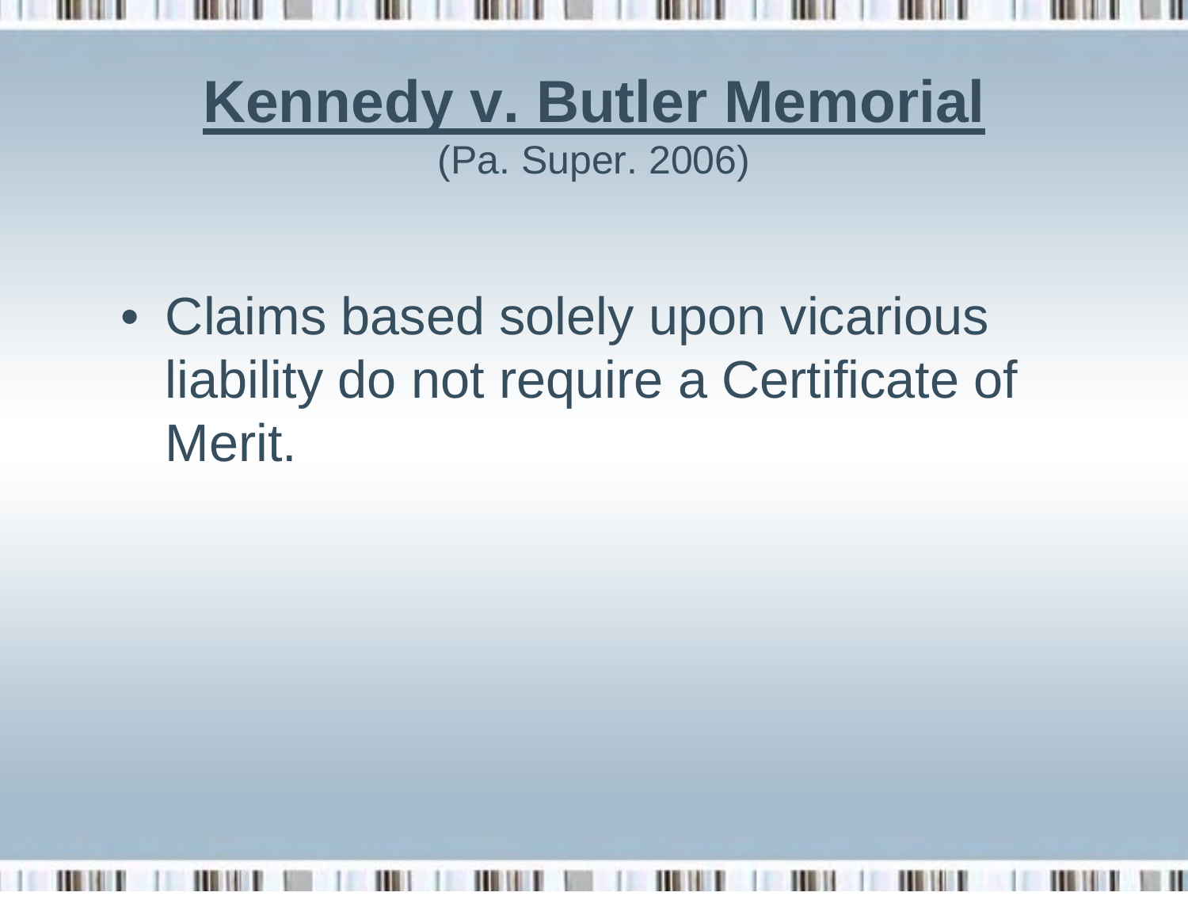# Kennedy v. Butler Memorial

(Pa. Super. 2006)

- Claims based solely upon vicarious liability do not require a Certificate of Merit.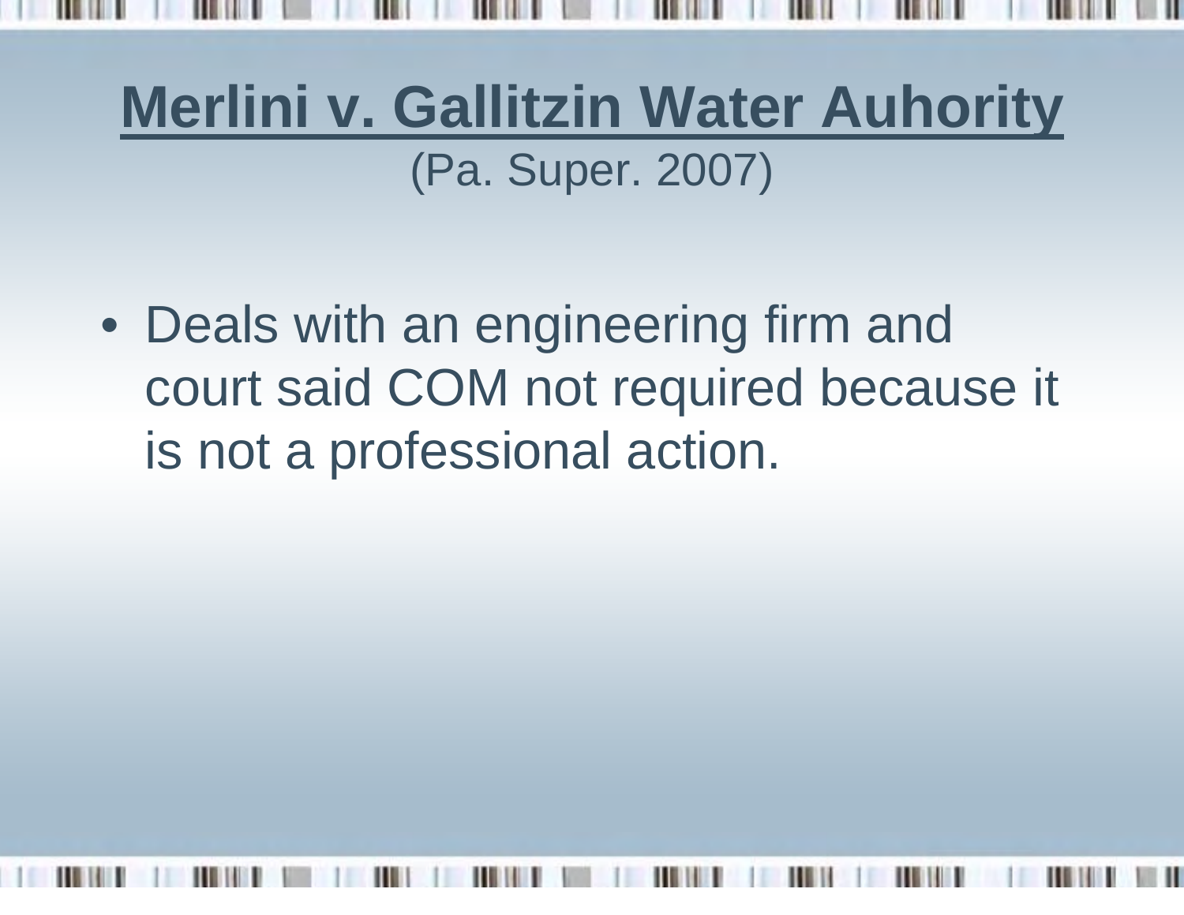# Merlini v. Gallitzin Water Auhority

(Pa. Super. 2007)

- Deals with an engineering firm and court said COM not required because it is not a professional action.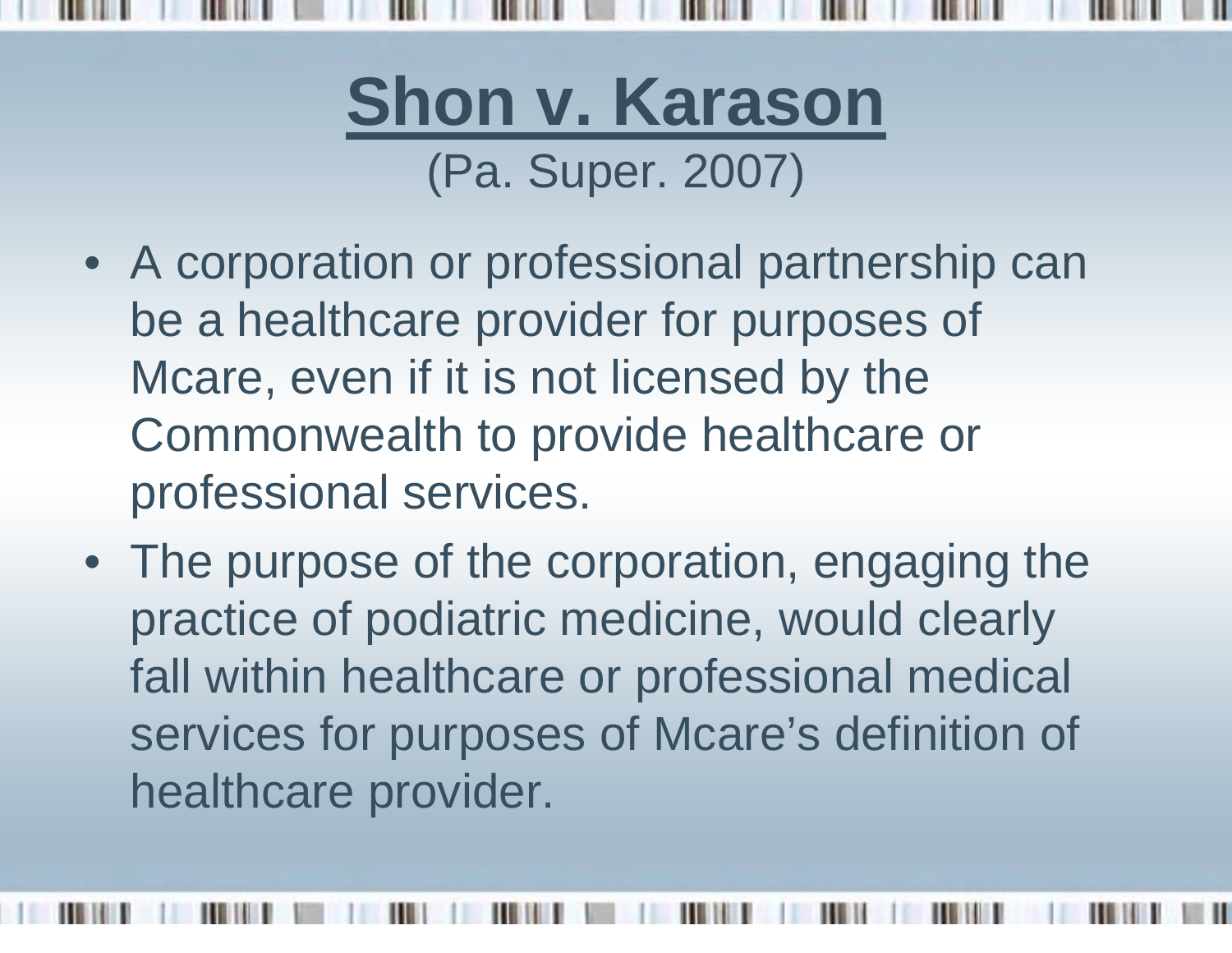# Shon v. Karason

(Pa. Super. 2007)

- A corporation or professional partnership can be a healthcare provider for purposes of Mcare, even if it is not licensed by the Commonwealth to provide healthcare or professional services.
- The purpose of the corporation, engaging the practice of podiatric medicine, would clearly fall within healthcare or professional medical services for purposes of Mcare's definition of healthcare provider.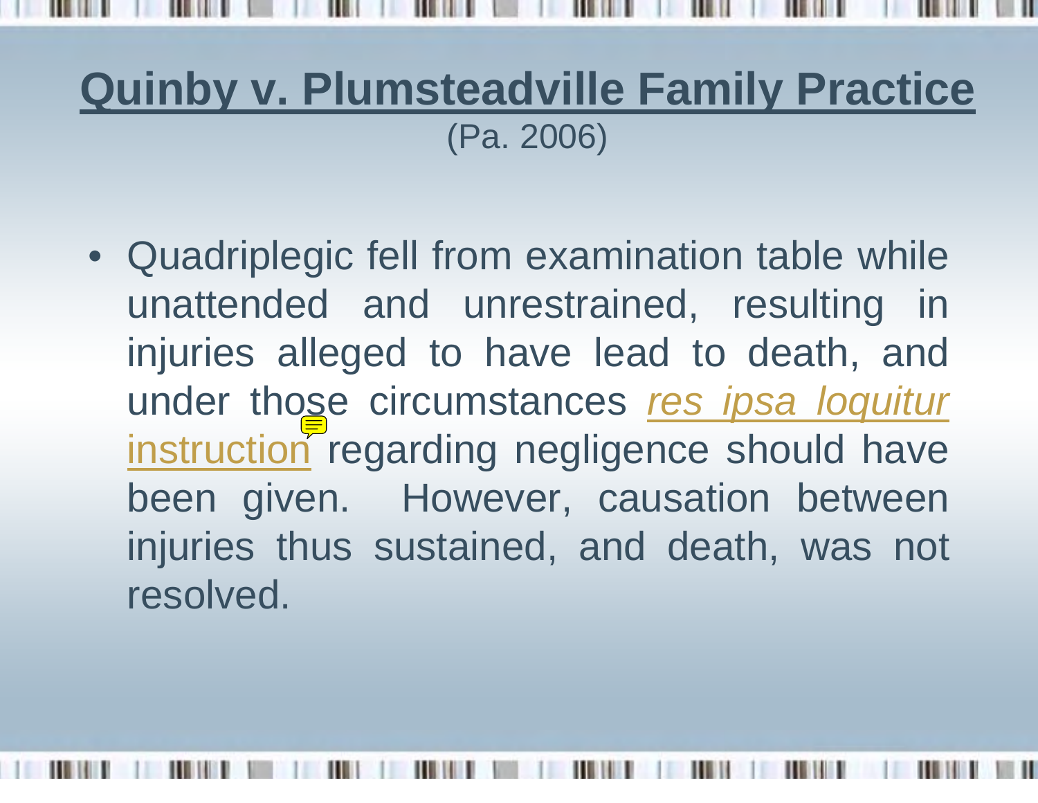# Quinby v. Plumsteadville Family Practice

(Pa. 2006)

- Quadriplegic fell from examination table while unattended and unrestrained, resulting in injuries alleged to have lead to death, and under those circumstances *res ipsa loquitur* instruction regarding negligence should have been given. However, causation between injuries thus sustained, and death, was not resolved.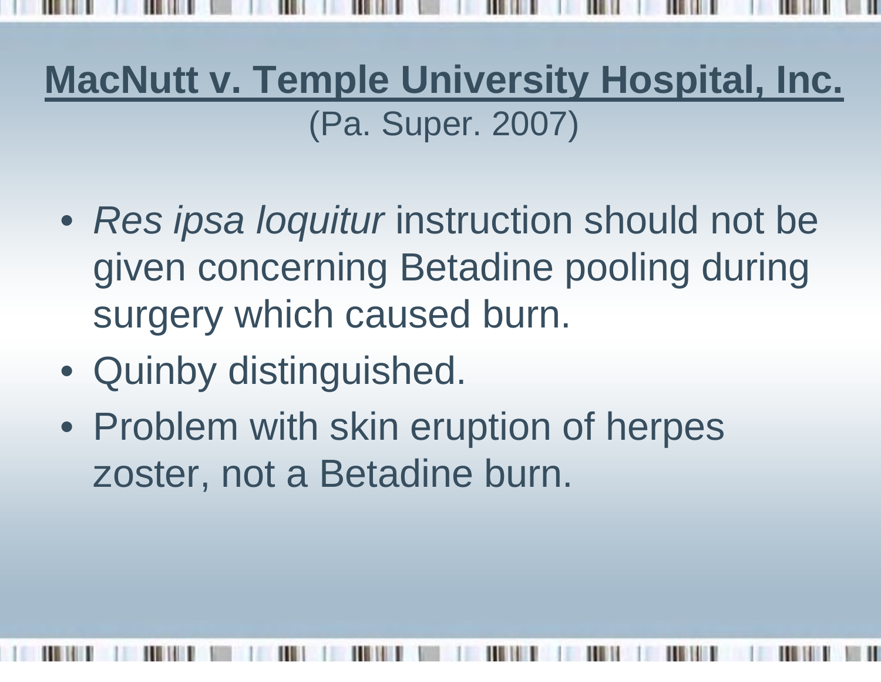# MacNutt v. Temple University Hospital, Inc.

(Pa. Super. 2007)

- *Res ipsa loquitur* instruction should not be given concerning Betadine pooling during surgery which caused burn.
- Quinby distinguished.
- Problem with skin eruption of herpes zoster, not a Betadine burn.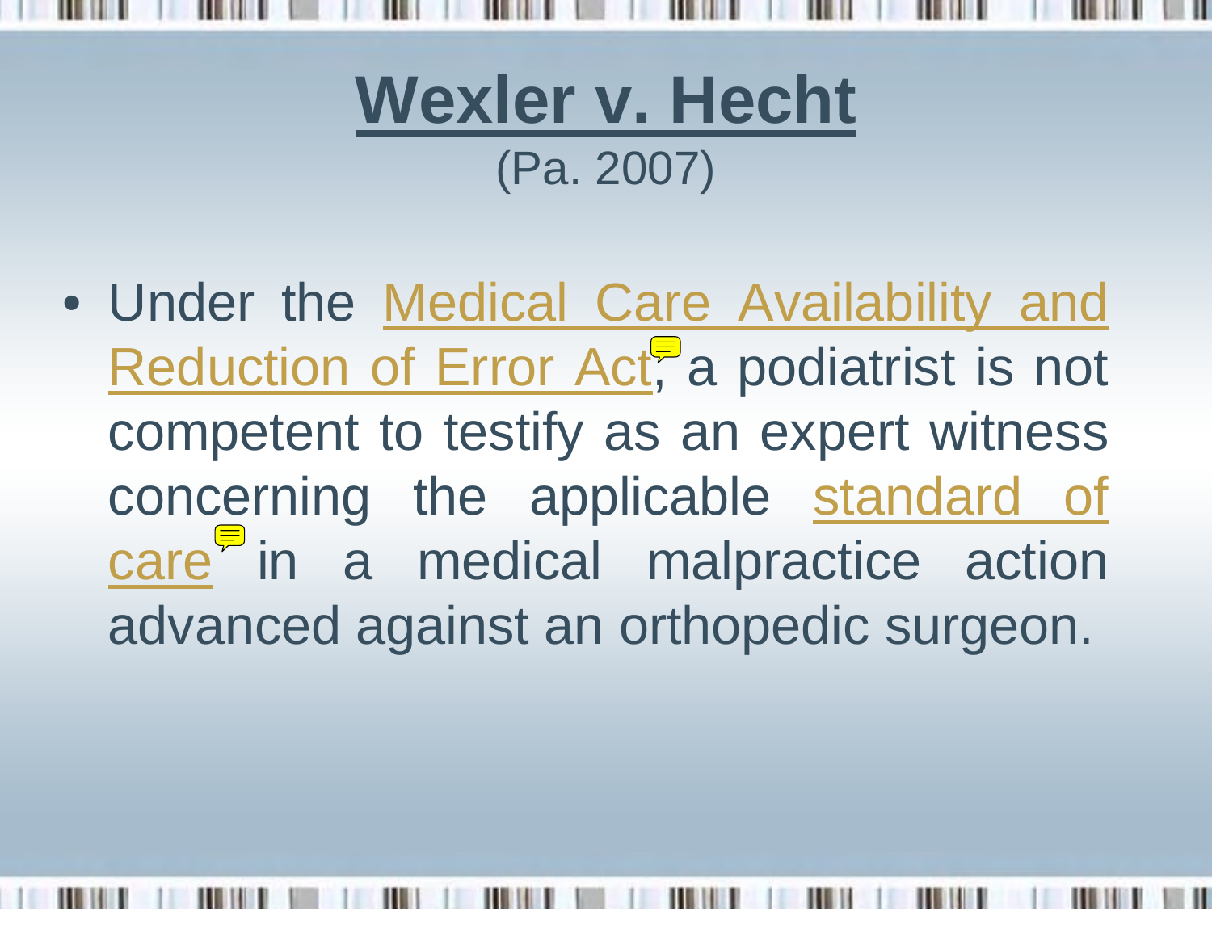# Wexler v. Hecht

(Pa. 2007)

- Under the Medical Care Availability and Reduction of Error Act, a podiatrist is not competent to testify as an expert witness concerning the applicable standard of care in a medical malpractice action advanced against an orthopedic surgeon.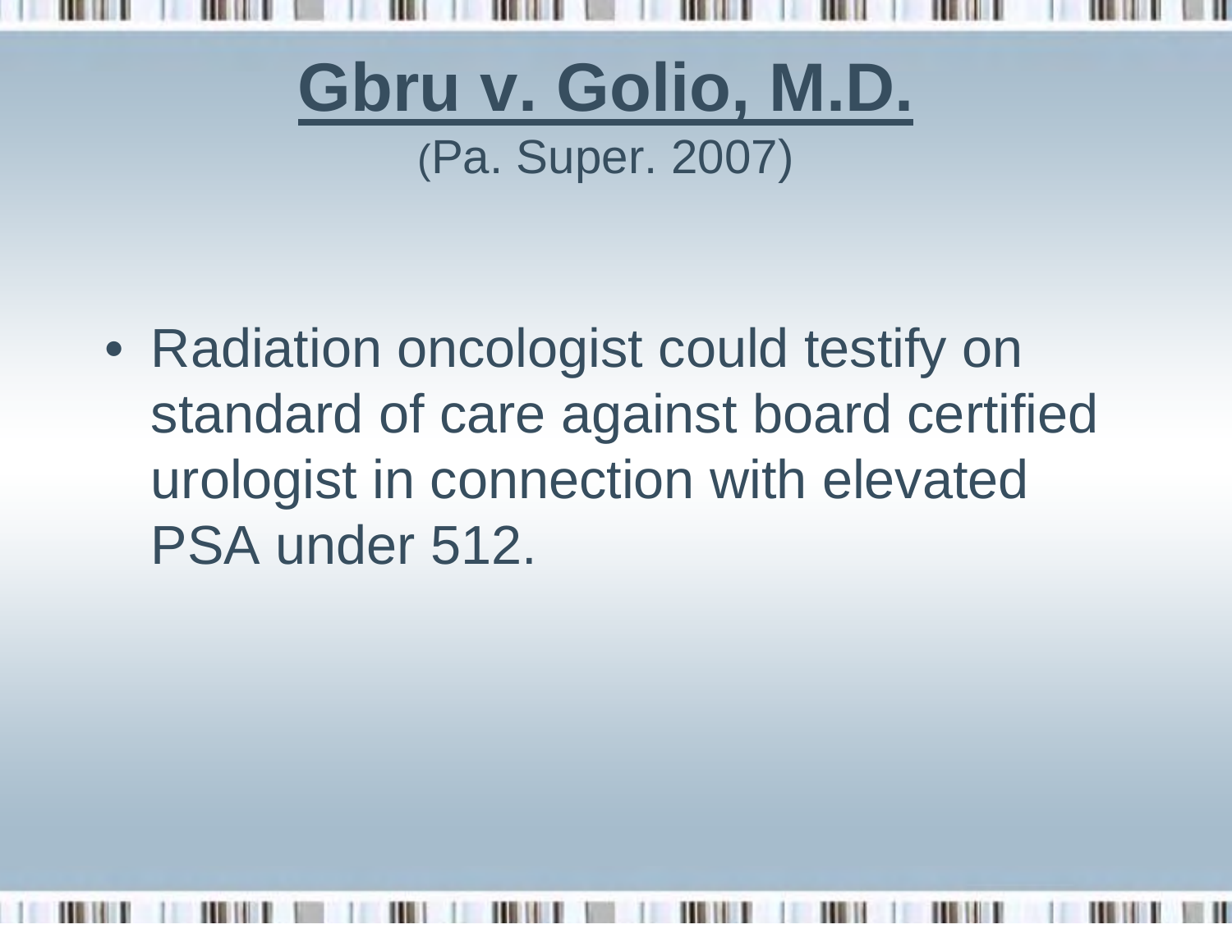# Gbru v. Golio, M.D.

(Pa. Super. 2007)

- Radiation oncologist could testify on standard of care against board certified urologist in connection with elevated PSA under 512.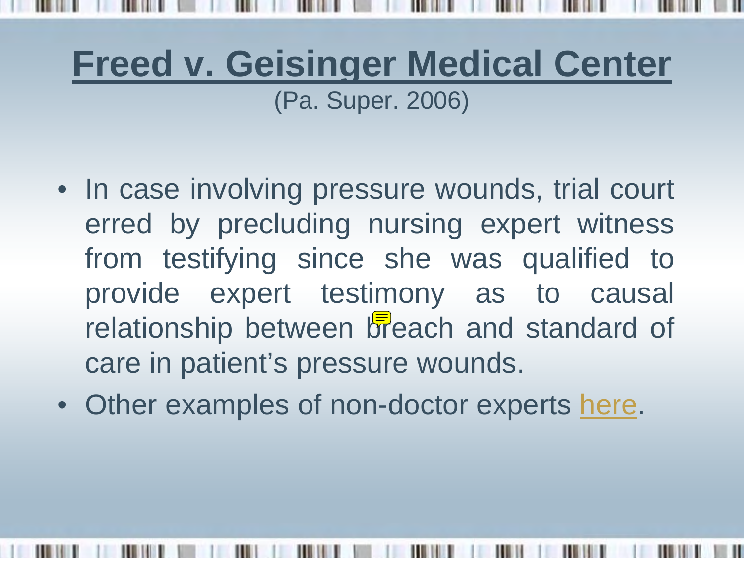# Freed v. Geisinger Medical Center

(Pa. Super. 2006)

- In case involving pressure wounds, trial court erred by precluding nursing expert witness from testifying since she was qualified to provide expert testimony as to causal relationship between breach and standard of care in patient's pressure wounds.
- Other examples of non-doctor experts here.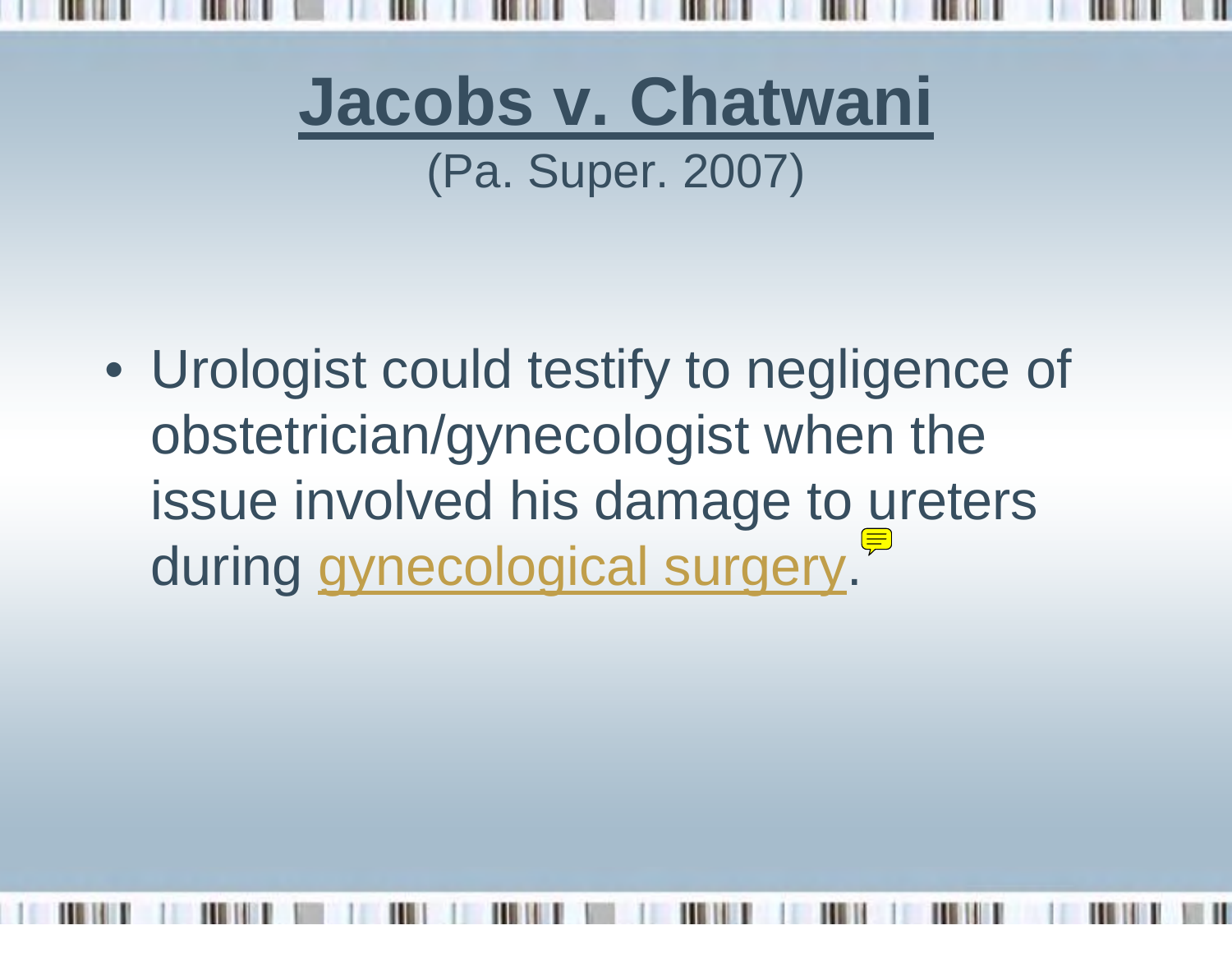# Jacobs v. Chatwani

(Pa. Super. 2007)

- Urologist could testify to negligence of obstetrician/gynecologist when the issue involved his damage to ureters during gynecological surgery.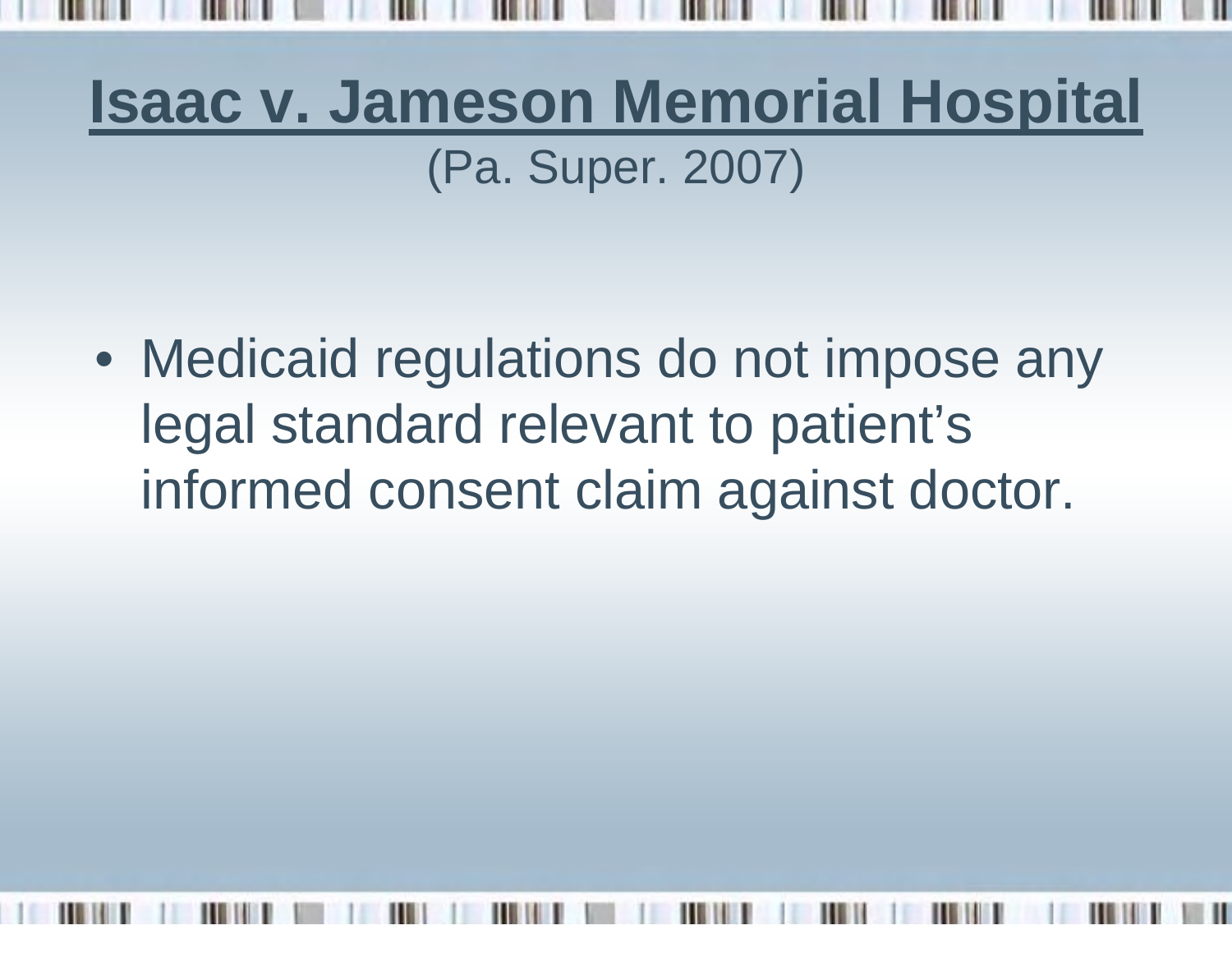# Isaac v. Jameson Memorial Hospital

(Pa. Super. 2007)

- Medicaid regulations do not impose any legal standard relevant to patient's informed consent claim against doctor.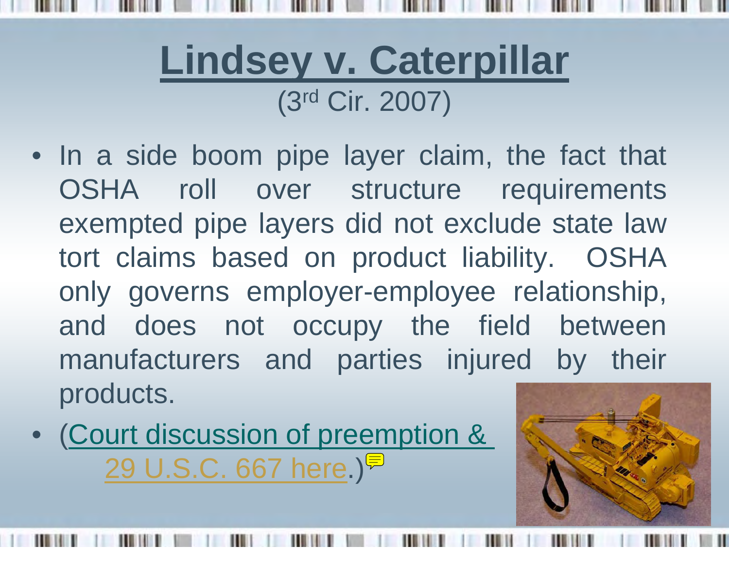# Lindsey v. Caterpillar

(3rd Cir. 2007)

- In a side boom pipe layer claim, the fact that OSHA roll over structure requirements exempted pipe layers did not exclude state law tort claims based on product liability. OSHA only governs employer-employee relationship, and does not occupy the field between manufacturers and parties injured by their products.
- (Court discussion of preemption & 29 U.S.C. 667 here.)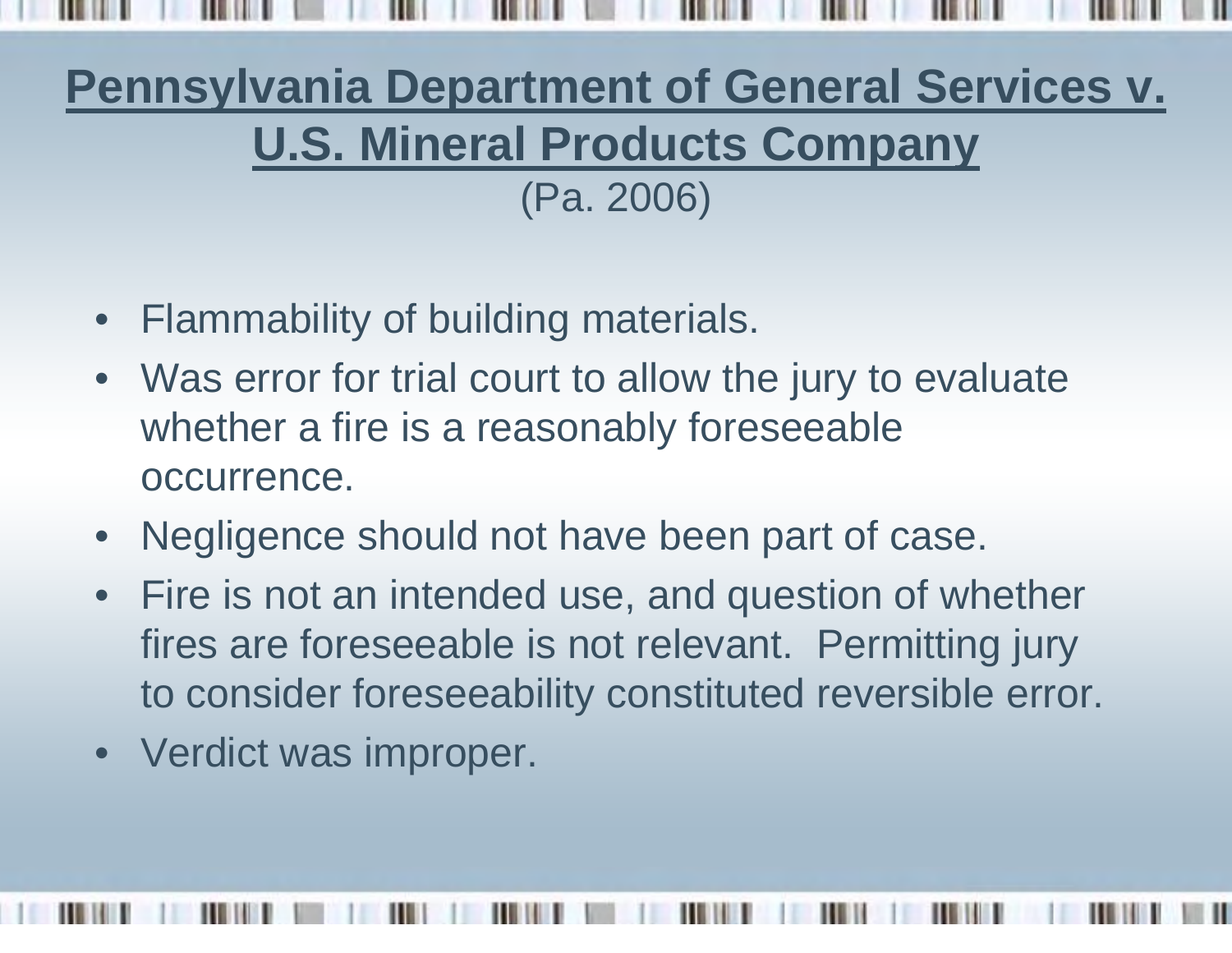# Pennsylvania Department of General Services v. U.S. Mineral Products Company

(Pa. 2006)

- Flammability of building materials.
- Was error for trial court to allow the jury to evaluate whether a fire is a reasonably foreseeable occurrence.
- Negligence should not have been part of case.
- Fire is not an intended use, and question of whether fires are foreseeable is not relevant. Permitting jury to consider foreseeability constituted reversible error.
- Verdict was improper.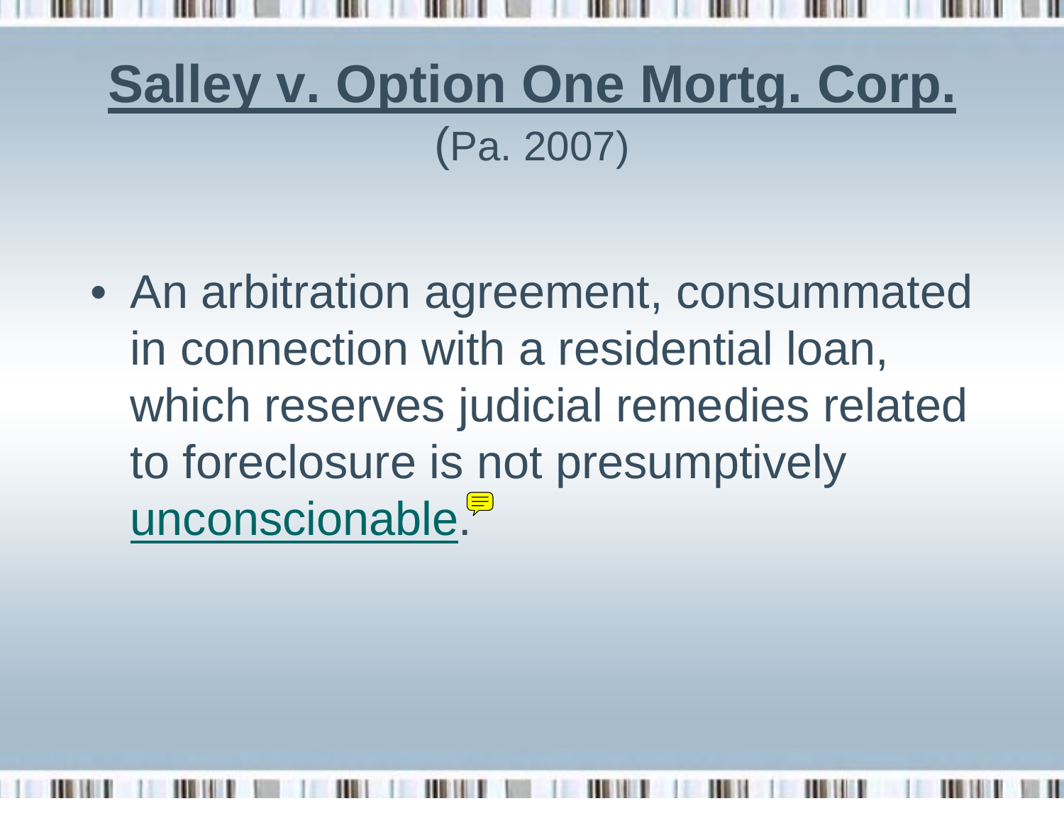# Salley v. Option One Mortg. Corp.

(Pa. 2007)

- An arbitration agreement, consummated in connection with a residential loan, which reserves judicial remedies related to foreclosure is not presumptively unconscionable.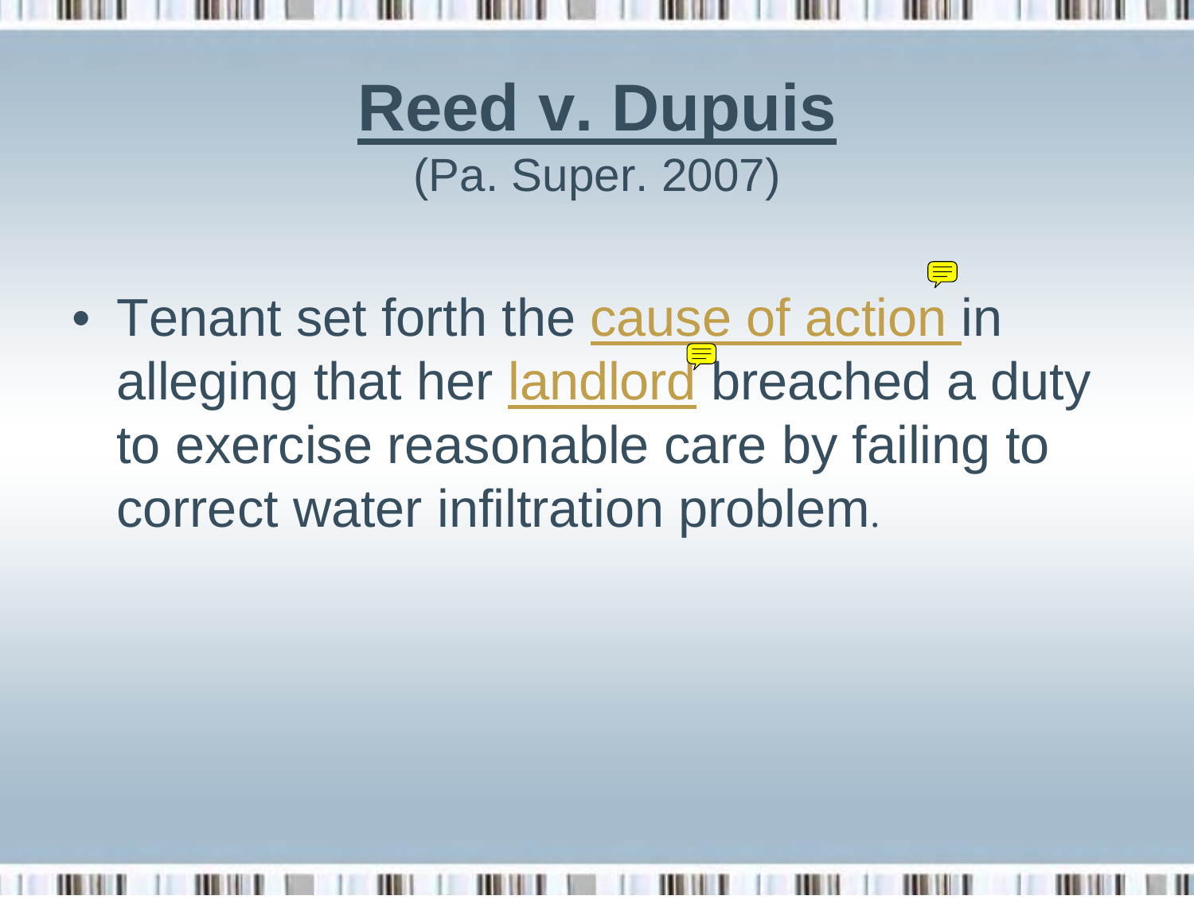# Reed v. Dupuis

(Pa. Super. 2007)

- Tenant set forth the cause of action in alleging that her landlord breached a duty to exercise reasonable care by failing to correct water infiltration problem.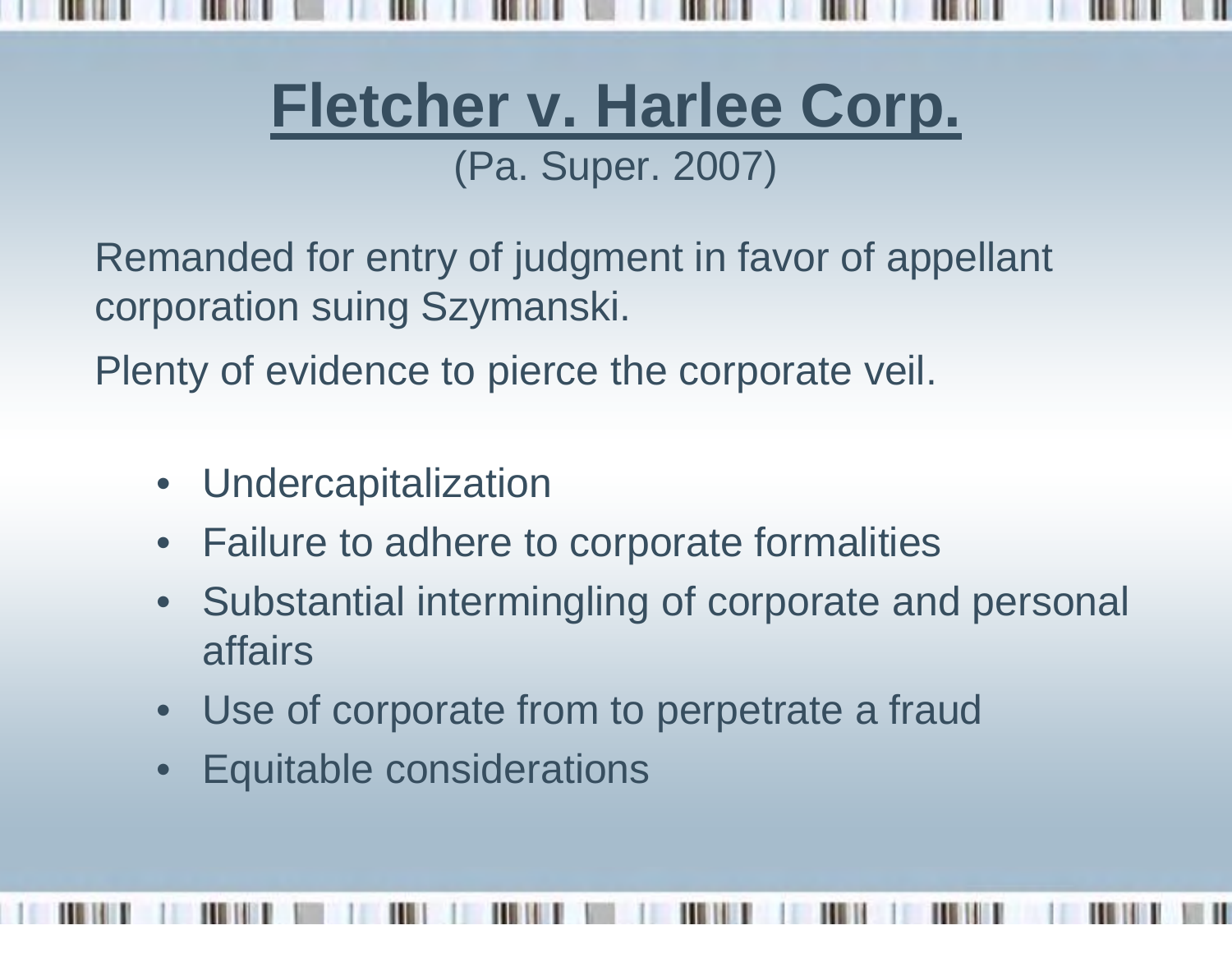# Fletcher v. Harlee Corp.

(Pa. Super. 2007)

Remanded for entry of judgment in favor of appellant corporation suing Szymanski.

Plenty of evidence to pierce the corporate veil.

- Undercapitalization
- Failure to adhere to corporate formalities
- Substantial intermingling of corporate and personal affairs
- Use of corporate from to perpetrate a fraud
- Equitable considerations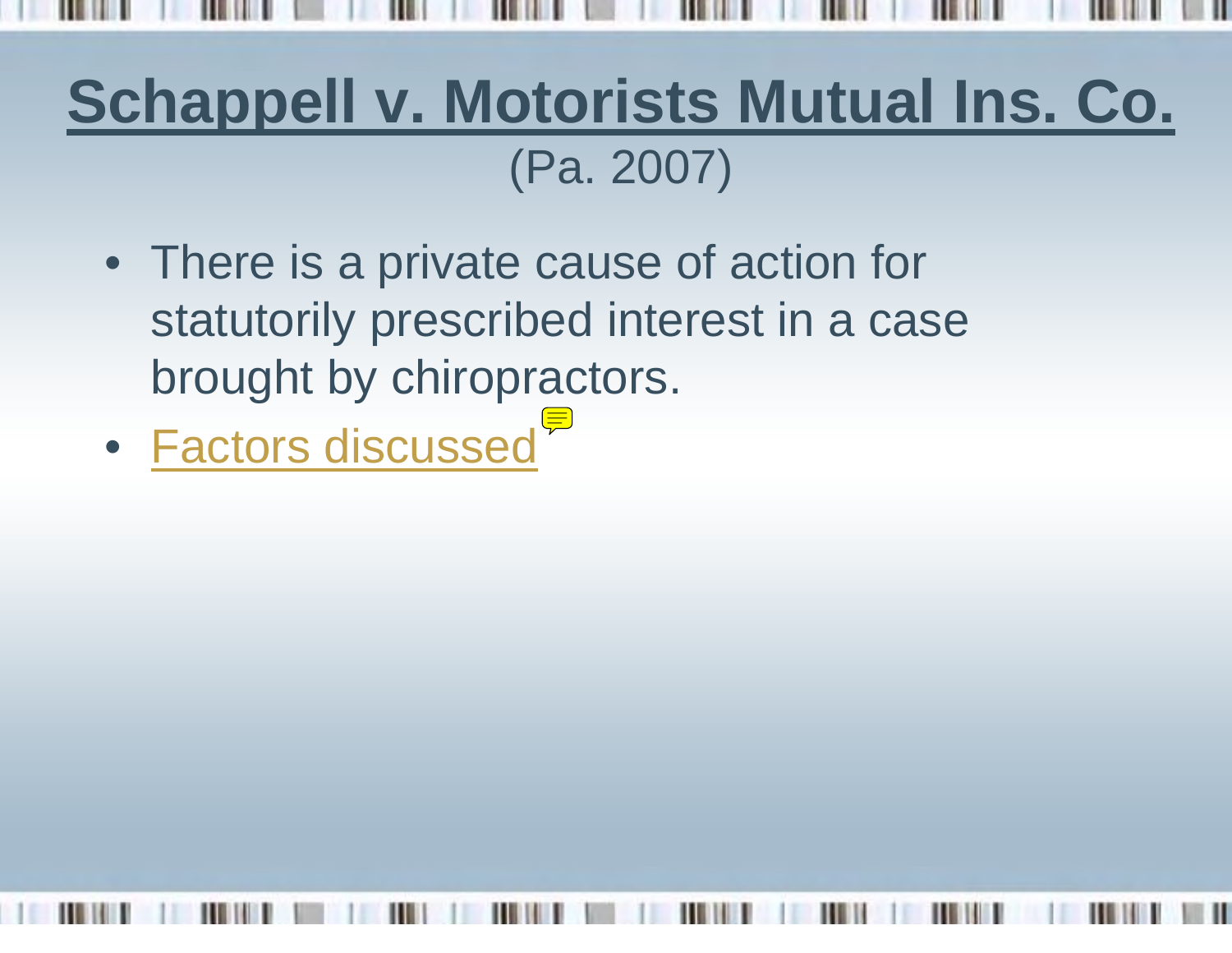# Schappell v. Motorists Mutual Ins. Co.

(Pa. 2007)

- There is a private cause of action for statutorily prescribed interest in a case brought by chiropractors.
- Factors discussed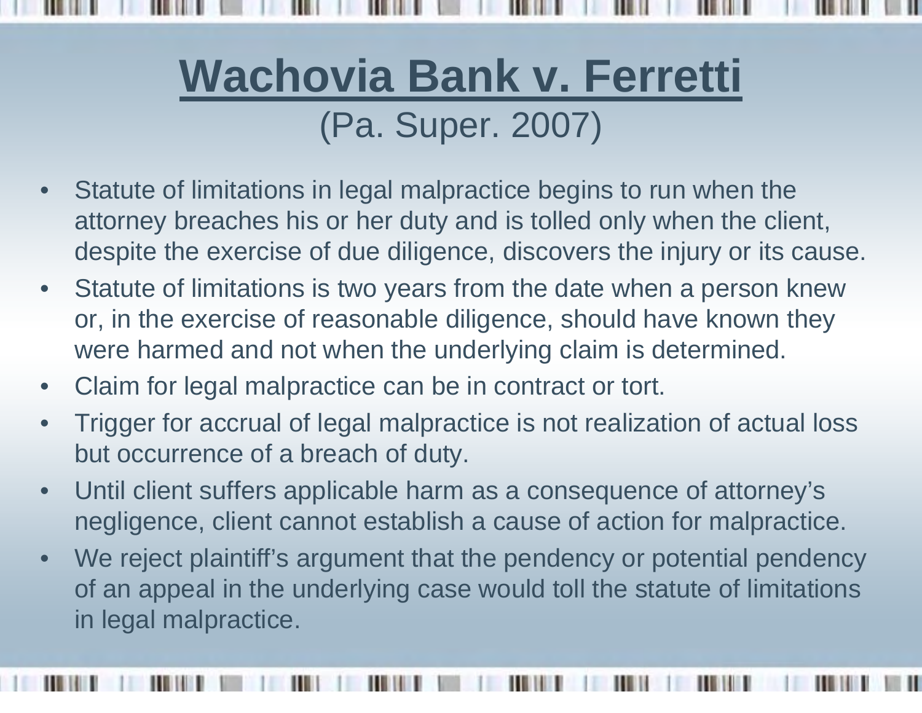# Wachovia Bank v. Ferretti

(Pa. Super. 2007)

- Statute of limitations in legal malpractice begins to run when the attorney breaches his or her duty and is tolled only when the client, despite the exercise of due diligence, discovers the injury or its cause.
- Statute of limitations is two years from the date when a person knew or, in the exercise of reasonable diligence, should have known they were harmed and not when the underlying claim is determined.
- Claim for legal malpractice can be in contract or tort.
- Trigger for accrual of legal malpractice is not realization of actual loss but occurrence of a breach of duty.
- Until client suffers applicable harm as a consequence of attorney's negligence, client cannot establish a cause of action for malpractice.
- We reject plaintiff's argument that the pendency or potential pendency of an appeal in the underlying case would toll the statute of limitations in legal malpractice.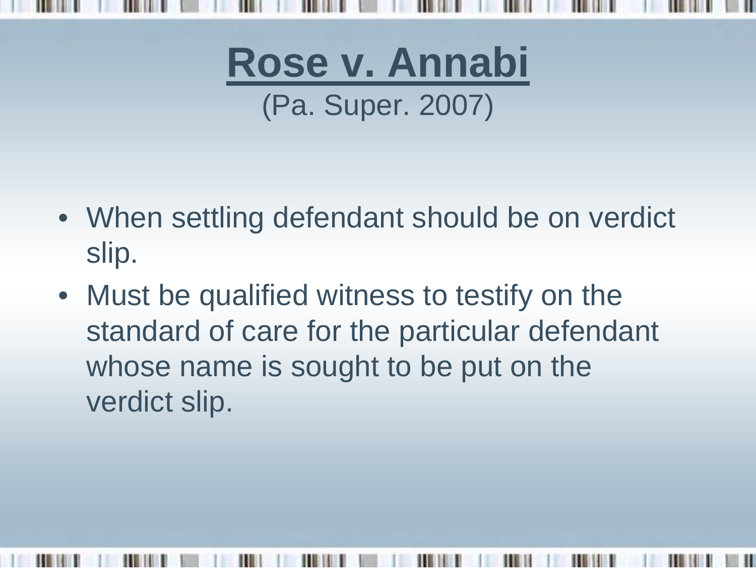# Rose v. Annabi

(Pa. Super. 2007)

- When settling defendant should be on verdict slip.
- Must be qualified witness to testify on the standard of care for the particular defendant whose name is sought to be put on the verdict slip.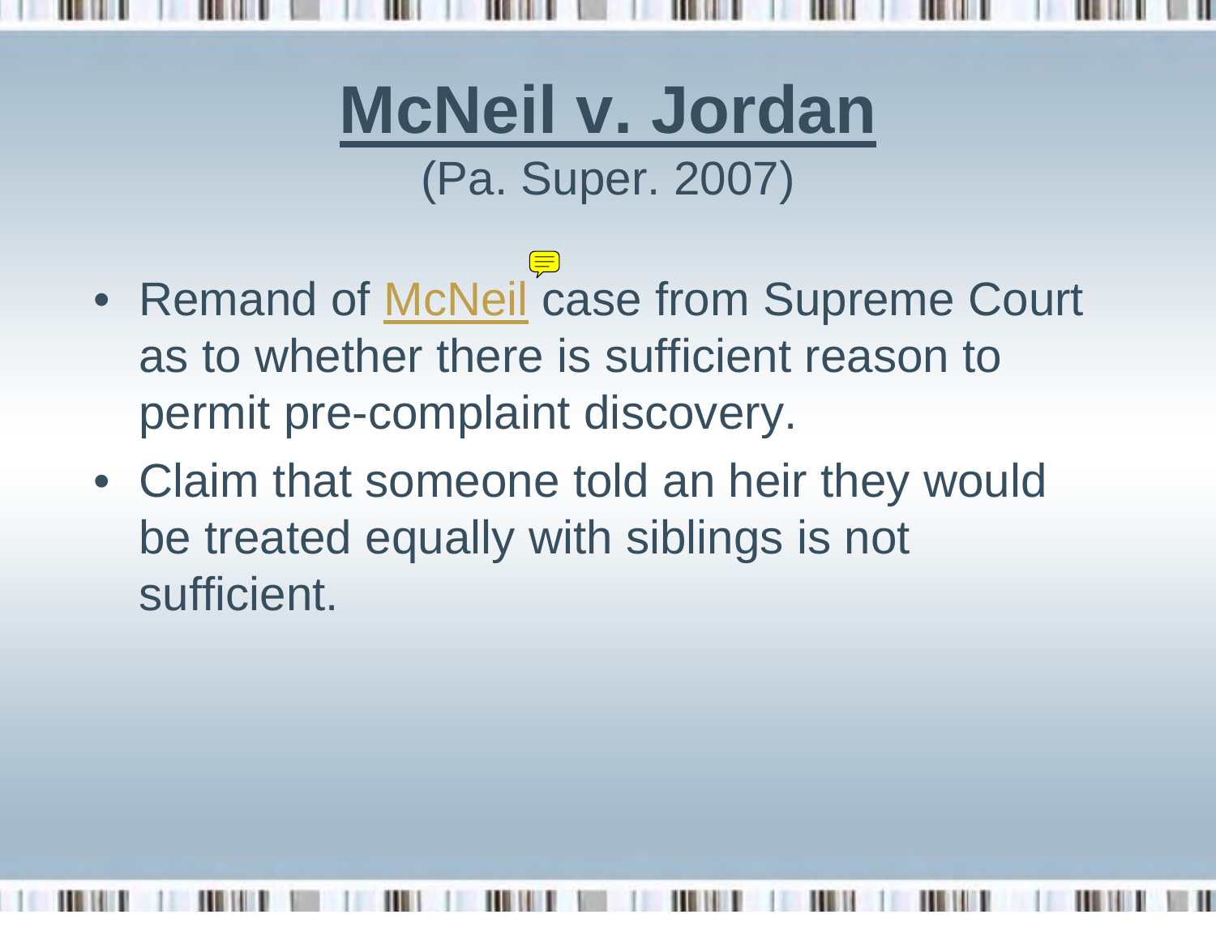# McNeil v. Jordan

(Pa. Super. 2007)

- Remand of McNeil case from Supreme Court as to whether there is sufficient reason to permit pre-complaint discovery.
- Claim that someone told an heir they would be treated equally with siblings is not sufficient.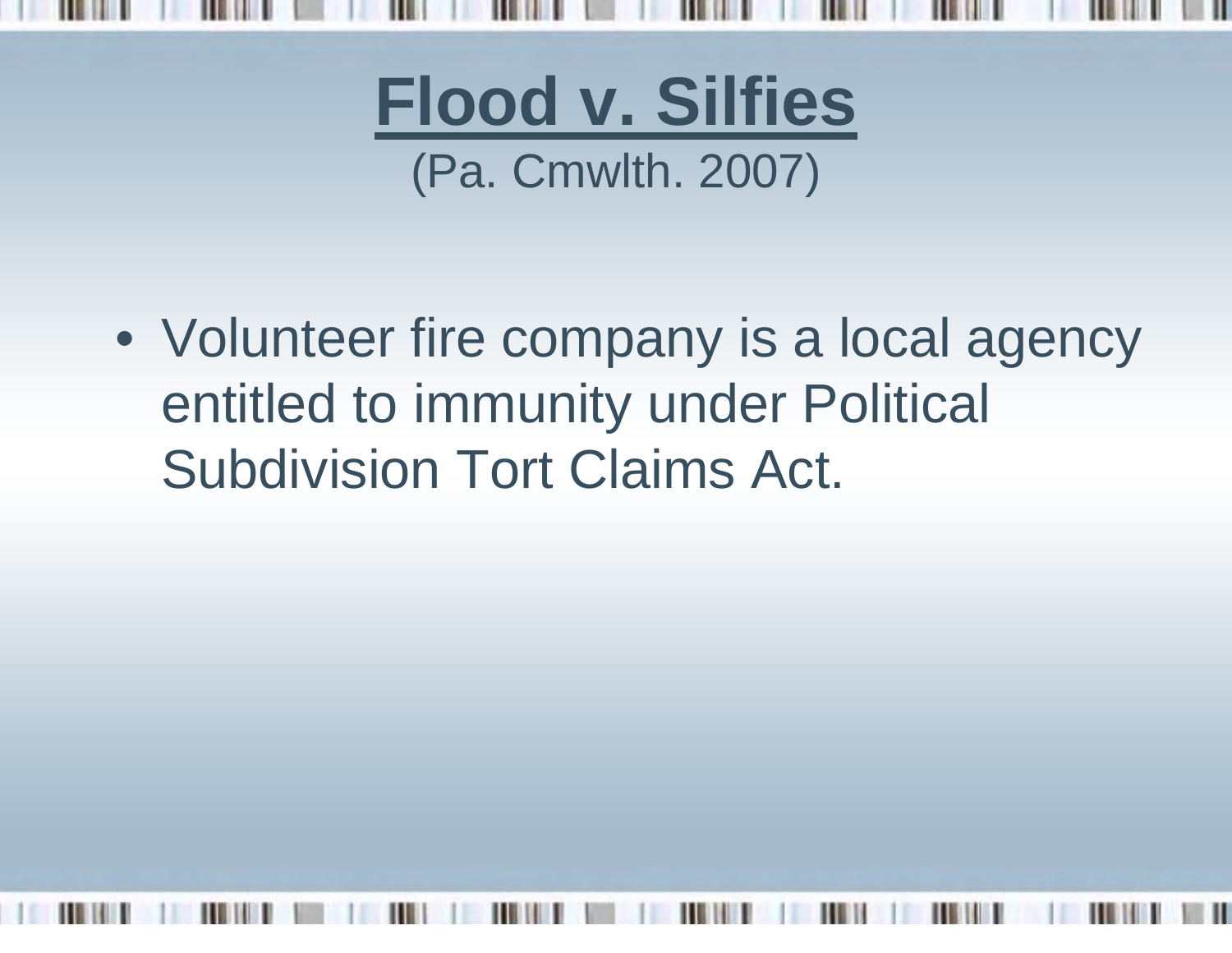# Flood v. Silfies

(Pa. Cmwlth. 2007)

- Volunteer fire company is a local agency entitled to immunity under Political Subdivision Tort Claims Act.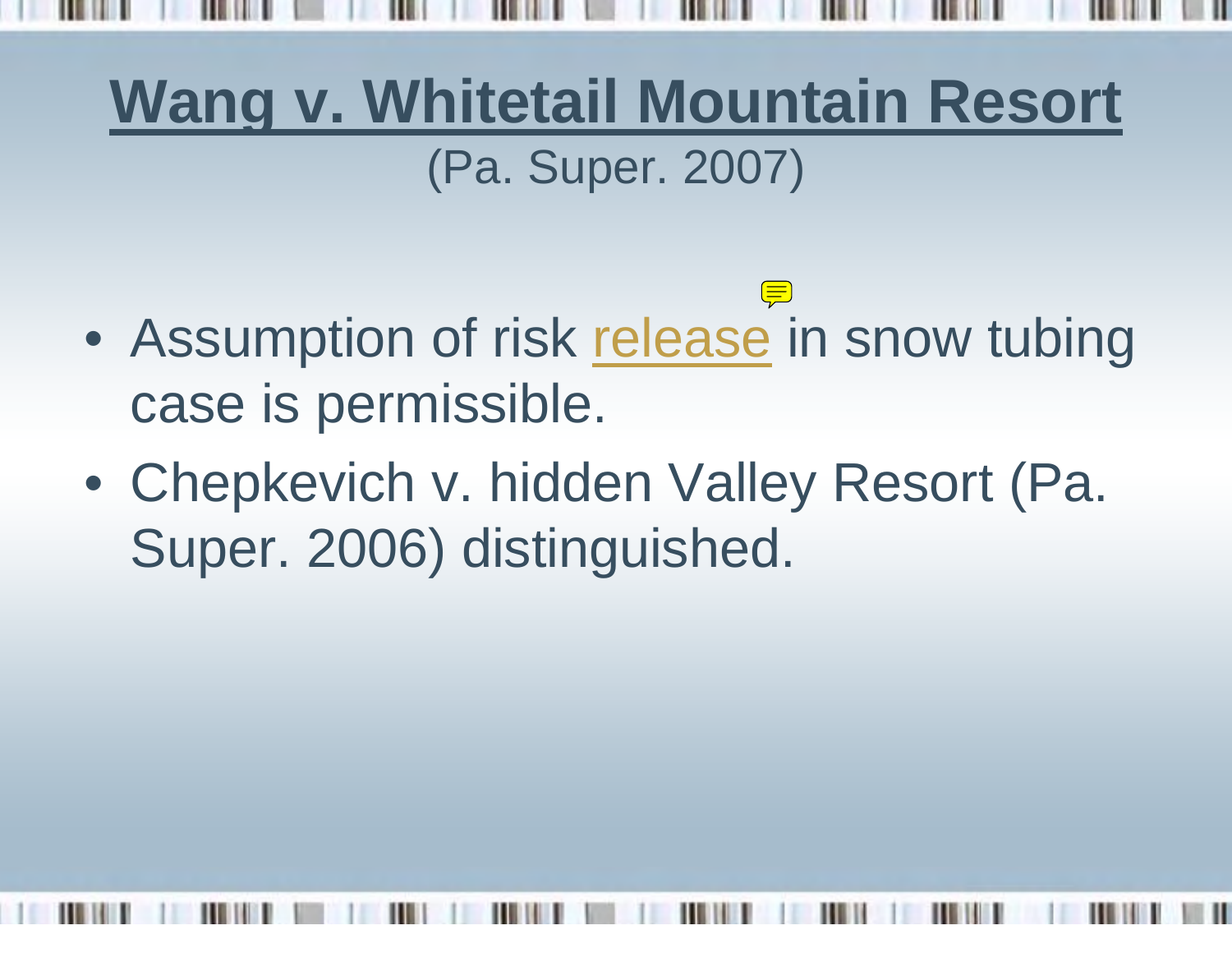# Wang v. Whitetail Mountain Resort

(Pa. Super. 2007)

- Assumption of risk release in snow tubing case is permissible.
- Chepkevich v. hidden Valley Resort (Pa. Super. 2006) distinguished.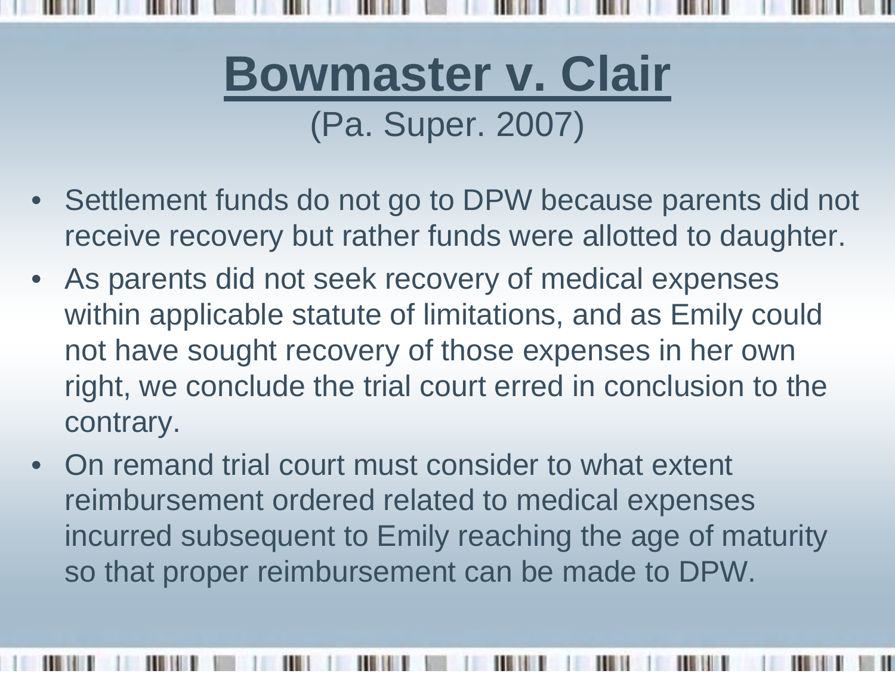# <u>Bowmaster v. Clair</u>

(Pa. Super. 2007)

- Settlement funds do not go to DPW because parents did not receive recovery but rather funds were allotted to daughter.
- As parents did not seek recovery of medical expenses within applicable statute of limitations, and as Emily could not have sought recovery of those expenses in her own right, we conclude the trial court erred in conclusion to the contrary.
- On remand trial court must consider to what extent reimbursement ordered related to medical expenses incurred subsequent to Emily reaching the age of maturity so that proper reimbursement can be made to DPW.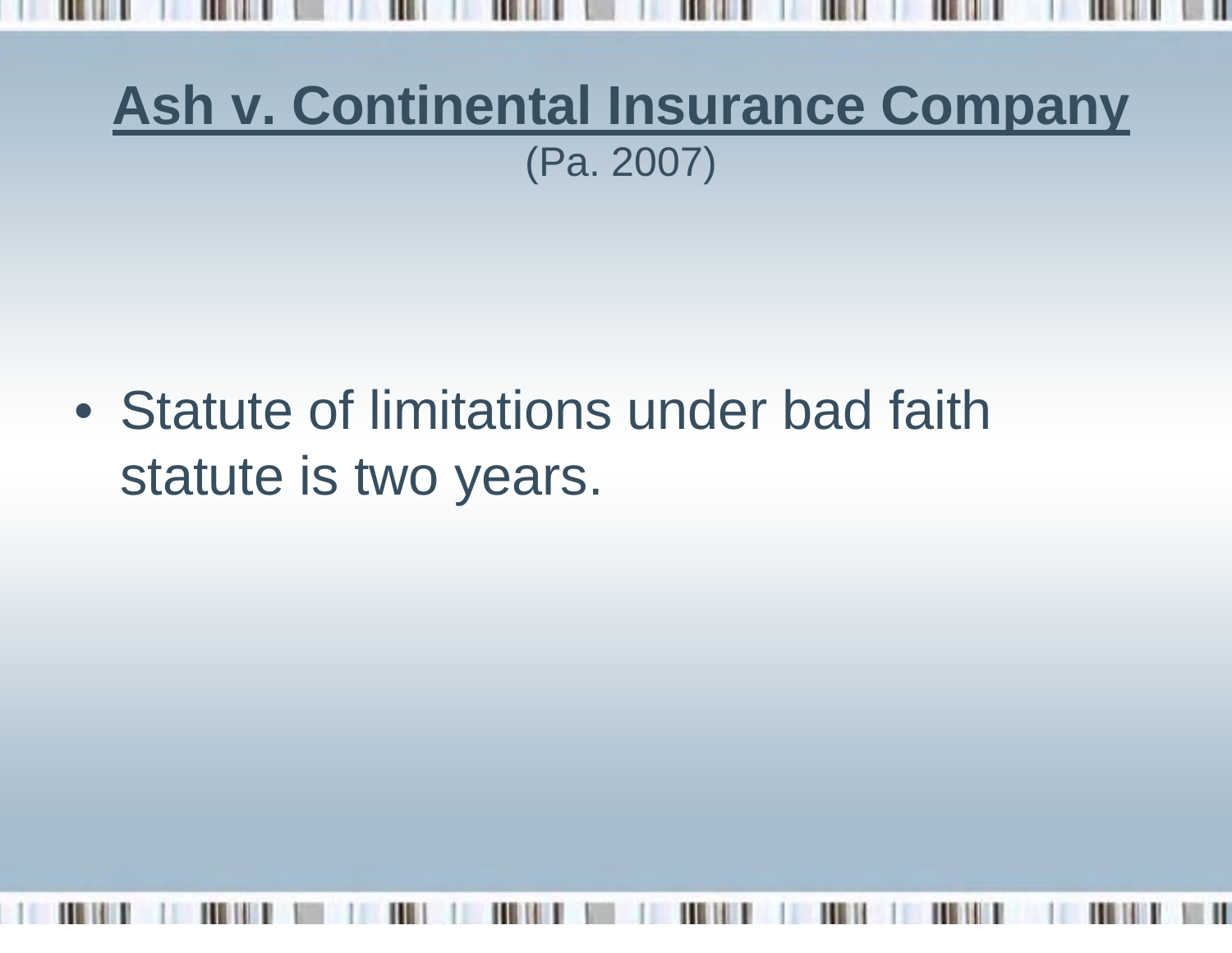# Ash v. Continental Insurance Company

(Pa. 2007)

- Statute of limitations under bad faith statute is two years.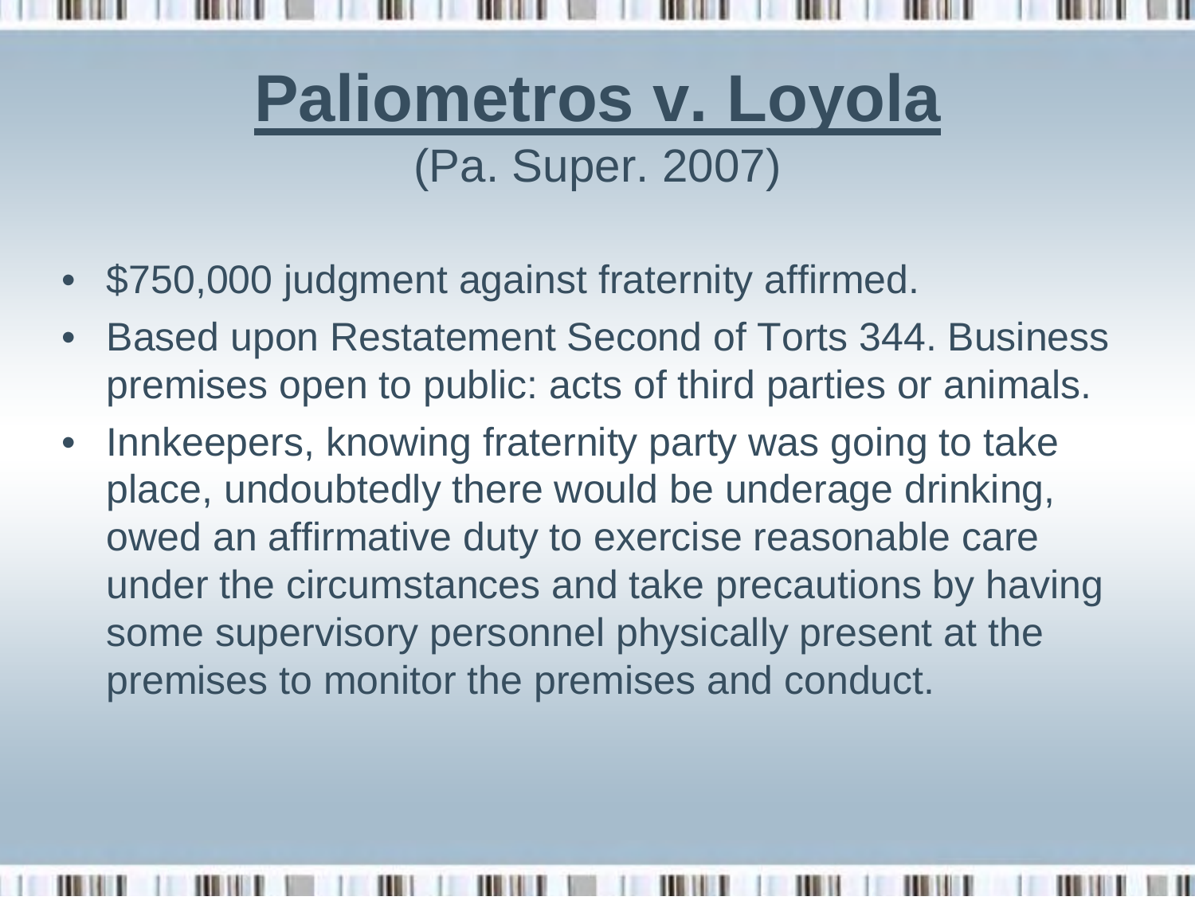# Paliometros v. Loyola

(Pa. Super. 2007)

- $750,000 judgment against fraternity affirmed.
- Based upon Restatement Second of Torts 344. Business premises open to public: acts of third parties or animals.
- Innkeepers, knowing fraternity party was going to take place, undoubtedly there would be underage drinking, owed an affirmative duty to exercise reasonable care under the circumstances and take precautions by having some supervisory personnel physically present at the premises to monitor the premises and conduct.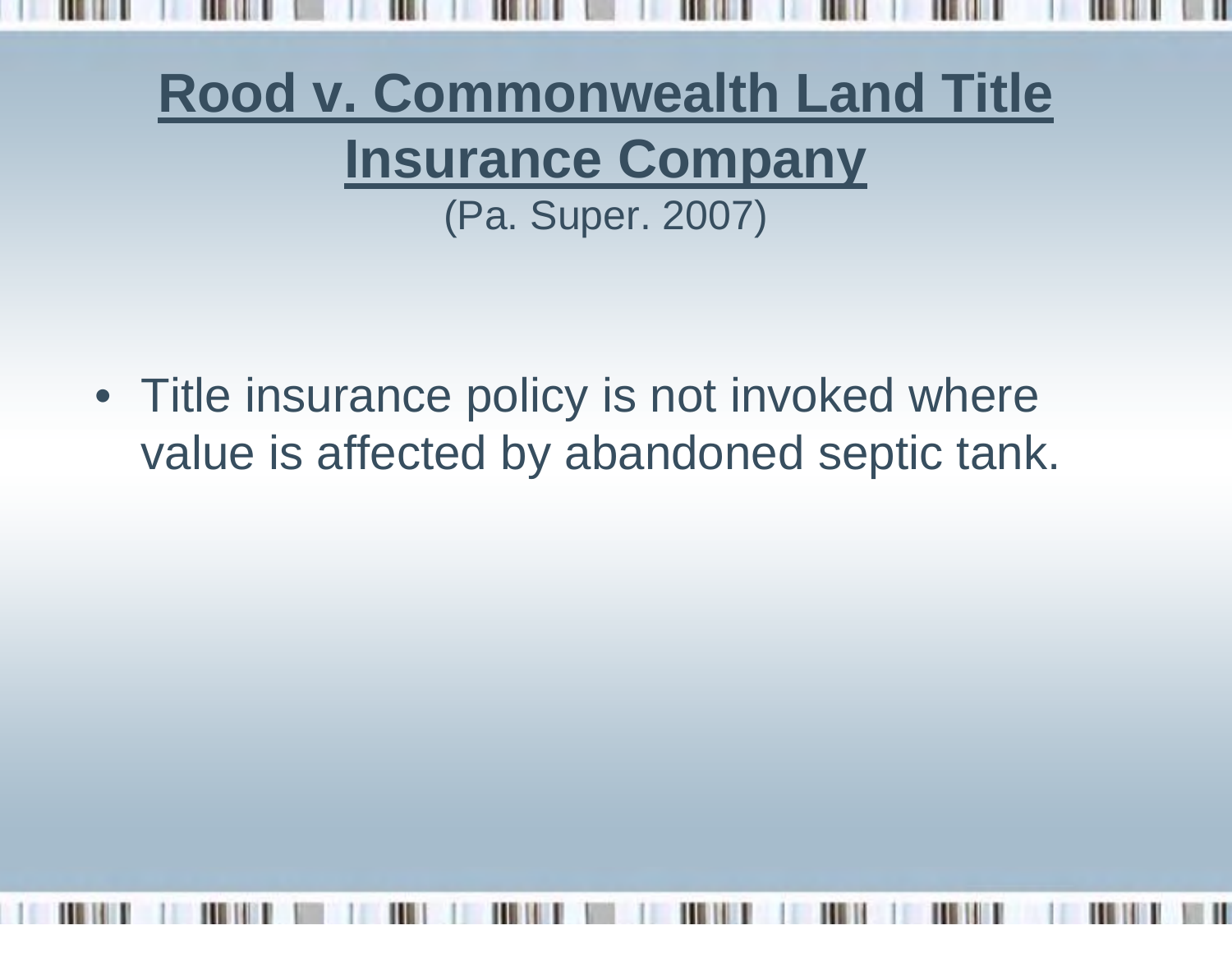# Rood v. Commonwealth Land Title Insurance Company

(Pa. Super. 2007)

- Title insurance policy is not invoked where value is affected by abandoned septic tank.